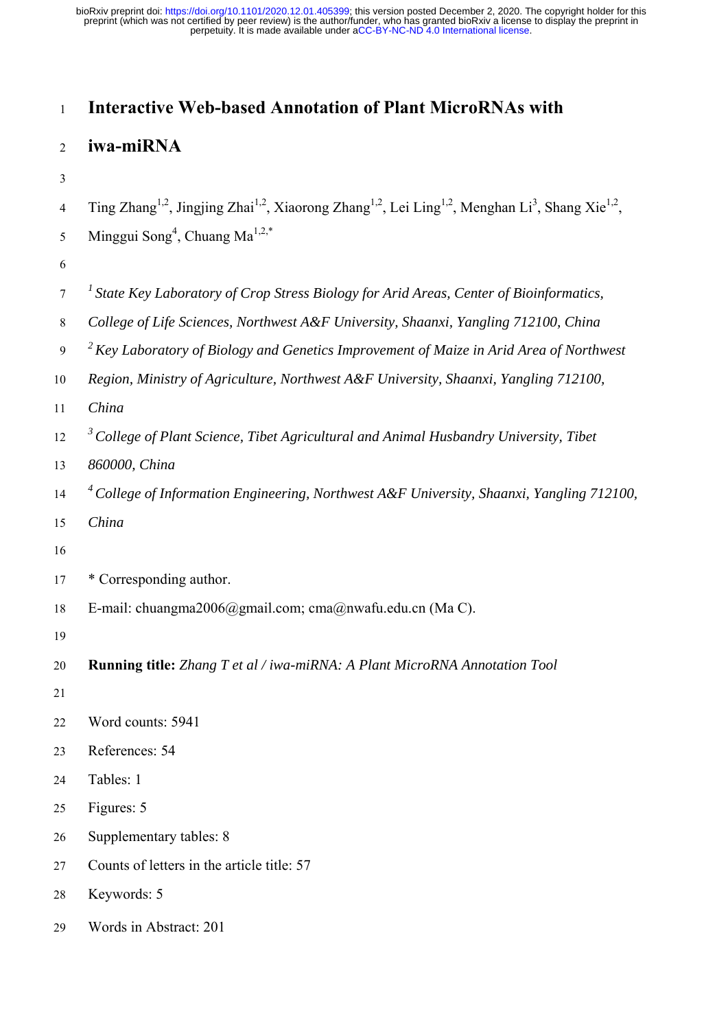# Interactive Web-based Annotation of Plant MicroRNAs with iwa-miRNA

Ting Zhang[1,2], Jingjing Zhai[1,2], Xiaorong Zhang[1,2], Lei Ling[1,2], Menghan Li[3], Shang Xie[1,2], Minggui Song[4], Chuang Ma[1,2,*]

[1] *State Key Laboratory of Crop Stress Biology for Arid Areas, Center of Bioinformatics, College of Life Sciences, Northwest A&F University, Shaanxi, Yangling 712100, China*

[2] *Key Laboratory of Biology and Genetics Improvement of Maize in Arid Area of Northwest Region, Ministry of Agriculture, Northwest A&F University, Shaanxi, Yangling 712100, China*

[3] *College of Plant Science, Tibet Agricultural and Animal Husbandry University, Tibet 860000, China*

[4] *College of Information Engineering, Northwest A&F University, Shaanxi, Yangling 712100, China*

* Corresponding author.

E-mail: chuangma2006@gmail.com; cma@nwafu.edu.cn (Ma C).

**Running title:** *Zhang T et al / iwa-miRNA: A Plant MicroRNA Annotation Tool*

Word counts: 5941

References: 54

Tables: 1

Figures: 5

Supplementary tables: 8

Counts of letters in the article title: 57

Keywords: 5

Words in Abstract: 201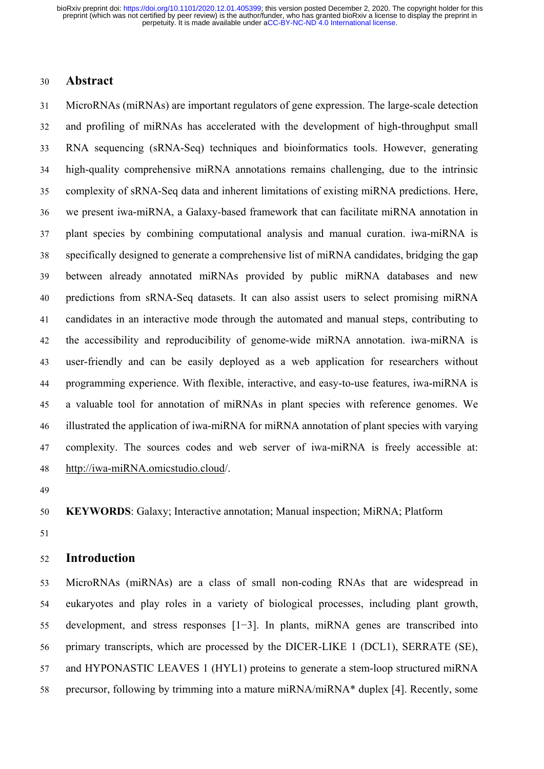## Abstract

MicroRNAs (miRNAs) are important regulators of gene expression. The large-scale detection and profiling of miRNAs has accelerated with the development of high-throughput small RNA sequencing (sRNA-Seq) techniques and bioinformatics tools. However, generating high-quality comprehensive miRNA annotations remains challenging, due to the intrinsic complexity of sRNA-Seq data and inherent limitations of existing miRNA predictions. Here, we present iwa-miRNA, a Galaxy-based framework that can facilitate miRNA annotation in plant species by combining computational analysis and manual curation. iwa-miRNA is specifically designed to generate a comprehensive list of miRNA candidates, bridging the gap between already annotated miRNAs provided by public miRNA databases and new predictions from sRNA-Seq datasets. It can also assist users to select promising miRNA candidates in an interactive mode through the automated and manual steps, contributing to the accessibility and reproducibility of genome-wide miRNA annotation. iwa-miRNA is user-friendly and can be easily deployed as a web application for researchers without programming experience. With flexible, interactive, and easy-to-use features, iwa-miRNA is a valuable tool for annotation of miRNAs in plant species with reference genomes. We illustrated the application of iwa-miRNA for miRNA annotation of plant species with varying complexity. The sources codes and web server of iwa-miRNA is freely accessible at: http://iwa-miRNA.omicstudio.cloud/.

**KEYWORDS**: Galaxy; Interactive annotation; Manual inspection; MiRNA; Platform

## Introduction

MicroRNAs (miRNAs) are a class of small non-coding RNAs that are widespread in eukaryotes and play roles in a variety of biological processes, including plant growth, development, and stress responses [1−3]. In plants, miRNA genes are transcribed into primary transcripts, which are processed by the DICER-LIKE 1 (DCL1), SERRATE (SE), and HYPONASTIC LEAVES 1 (HYL1) proteins to generate a stem-loop structured miRNA precursor, following by trimming into a mature miRNA/miRNA* duplex [4]. Recently, some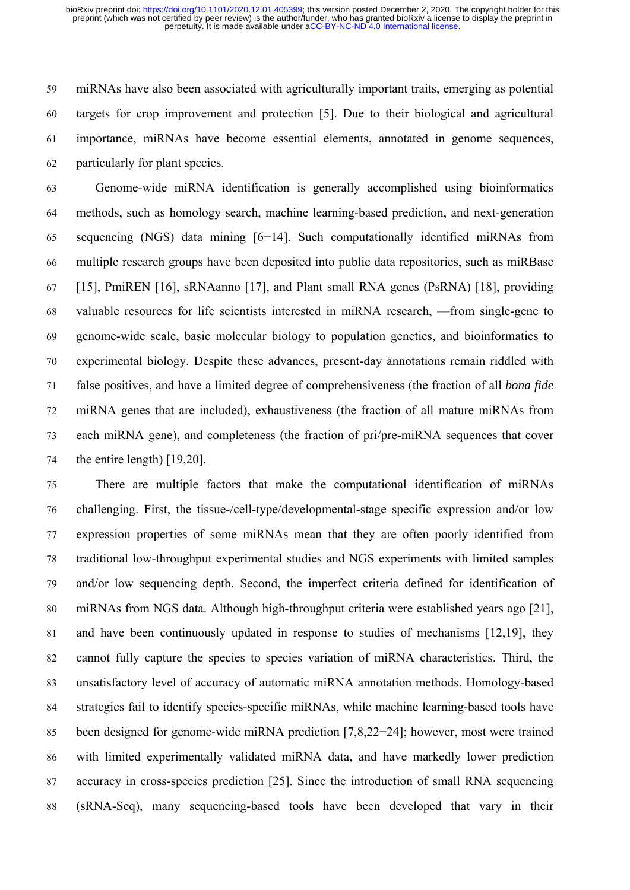miRNAs have also been associated with agriculturally important traits, emerging as potential targets for crop improvement and protection [5]. Due to their biological and agricultural importance, miRNAs have become essential elements, annotated in genome sequences, particularly for plant species.

Genome-wide miRNA identification is generally accomplished using bioinformatics methods, such as homology search, machine learning-based prediction, and next-generation sequencing (NGS) data mining [6−14]. Such computationally identified miRNAs from multiple research groups have been deposited into public data repositories, such as miRBase [15], PmiREN [16], sRNAanno [17], and Plant small RNA genes (PsRNA) [18], providing valuable resources for life scientists interested in miRNA research, —from single-gene to genome-wide scale, basic molecular biology to population genetics, and bioinformatics to experimental biology. Despite these advances, present-day annotations remain riddled with false positives, and have a limited degree of comprehensiveness (the fraction of all *bona fide* miRNA genes that are included), exhaustiveness (the fraction of all mature miRNAs from each miRNA gene), and completeness (the fraction of pri/pre-miRNA sequences that cover the entire length) [19,20].

There are multiple factors that make the computational identification of miRNAs challenging. First, the tissue-/cell-type/developmental-stage specific expression and/or low expression properties of some miRNAs mean that they are often poorly identified from traditional low-throughput experimental studies and NGS experiments with limited samples and/or low sequencing depth. Second, the imperfect criteria defined for identification of miRNAs from NGS data. Although high-throughput criteria were established years ago [21], and have been continuously updated in response to studies of mechanisms [12,19], they cannot fully capture the species to species variation of miRNA characteristics. Third, the unsatisfactory level of accuracy of automatic miRNA annotation methods. Homology-based strategies fail to identify species-specific miRNAs, while machine learning-based tools have been designed for genome-wide miRNA prediction [7,8,22−24]; however, most were trained with limited experimentally validated miRNA data, and have markedly lower prediction accuracy in cross-species prediction [25]. Since the introduction of small RNA sequencing (sRNA-Seq), many sequencing-based tools have been developed that vary in their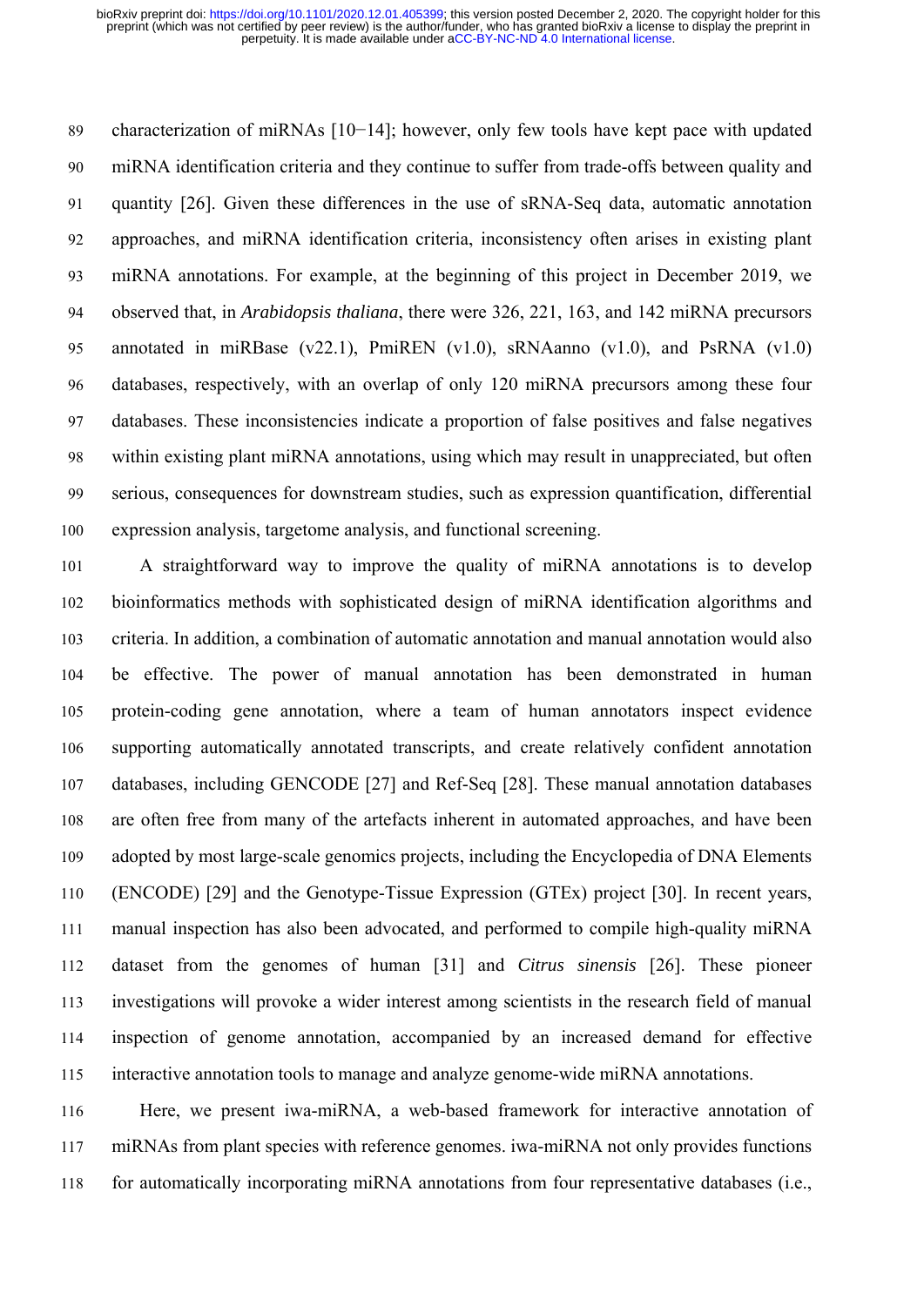characterization of miRNAs [10−14]; however, only few tools have kept pace with updated miRNA identification criteria and they continue to suffer from trade-offs between quality and quantity [26]. Given these differences in the use of sRNA-Seq data, automatic annotation approaches, and miRNA identification criteria, inconsistency often arises in existing plant miRNA annotations. For example, at the beginning of this project in December 2019, we observed that, in *Arabidopsis thaliana*, there were 326, 221, 163, and 142 miRNA precursors annotated in miRBase (v22.1), PmiREN (v1.0), sRNAanno (v1.0), and PsRNA (v1.0) databases, respectively, with an overlap of only 120 miRNA precursors among these four databases. These inconsistencies indicate a proportion of false positives and false negatives within existing plant miRNA annotations, using which may result in unappreciated, but often serious, consequences for downstream studies, such as expression quantification, differential expression analysis, targetome analysis, and functional screening.

A straightforward way to improve the quality of miRNA annotations is to develop bioinformatics methods with sophisticated design of miRNA identification algorithms and criteria. In addition, a combination of automatic annotation and manual annotation would also be effective. The power of manual annotation has been demonstrated in human protein-coding gene annotation, where a team of human annotators inspect evidence supporting automatically annotated transcripts, and create relatively confident annotation databases, including GENCODE [27] and Ref-Seq [28]. These manual annotation databases are often free from many of the artefacts inherent in automated approaches, and have been adopted by most large-scale genomics projects, including the Encyclopedia of DNA Elements (ENCODE) [29] and the Genotype-Tissue Expression (GTEx) project [30]. In recent years, manual inspection has also been advocated, and performed to compile high-quality miRNA dataset from the genomes of human [31] and *Citrus sinensis* [26]. These pioneer investigations will provoke a wider interest among scientists in the research field of manual inspection of genome annotation, accompanied by an increased demand for effective interactive annotation tools to manage and analyze genome-wide miRNA annotations.

Here, we present iwa-miRNA, a web-based framework for interactive annotation of miRNAs from plant species with reference genomes. iwa-miRNA not only provides functions for automatically incorporating miRNA annotations from four representative databases (i.e.,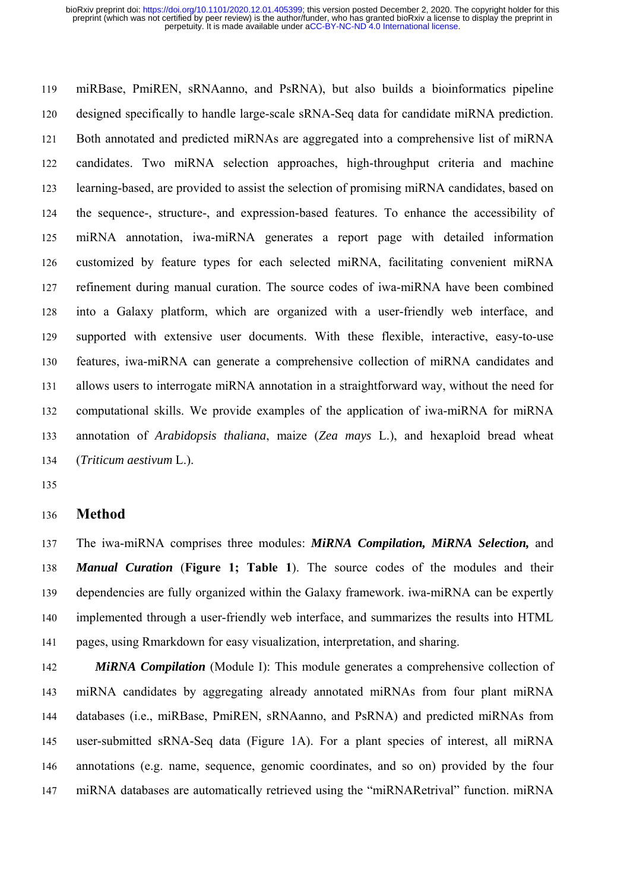miRBase, PmiREN, sRNAanno, and PsRNA), but also builds a bioinformatics pipeline designed specifically to handle large-scale sRNA-Seq data for candidate miRNA prediction. Both annotated and predicted miRNAs are aggregated into a comprehensive list of miRNA candidates. Two miRNA selection approaches, high-throughput criteria and machine learning-based, are provided to assist the selection of promising miRNA candidates, based on the sequence-, structure-, and expression-based features. To enhance the accessibility of miRNA annotation, iwa-miRNA generates a report page with detailed information customized by feature types for each selected miRNA, facilitating convenient miRNA refinement during manual curation. The source codes of iwa-miRNA have been combined into a Galaxy platform, which are organized with a user-friendly web interface, and supported with extensive user documents. With these flexible, interactive, easy-to-use features, iwa-miRNA can generate a comprehensive collection of miRNA candidates and allows users to interrogate miRNA annotation in a straightforward way, without the need for computational skills. We provide examples of the application of iwa-miRNA for miRNA annotation of *Arabidopsis thaliana*, maize (*Zea mays* L.), and hexaploid bread wheat (*Triticum aestivum* L.).

## Method

The iwa-miRNA comprises three modules: ***MiRNA Compilation, MiRNA Selection,*** and ***Manual Curation*** (**Figure 1; Table 1**). The source codes of the modules and their dependencies are fully organized within the Galaxy framework. iwa-miRNA can be expertly implemented through a user-friendly web interface, and summarizes the results into HTML pages, using Rmarkdown for easy visualization, interpretation, and sharing.

***MiRNA Compilation*** (Module I): This module generates a comprehensive collection of miRNA candidates by aggregating already annotated miRNAs from four plant miRNA databases (i.e., miRBase, PmiREN, sRNAanno, and PsRNA) and predicted miRNAs from user-submitted sRNA-Seq data (Figure 1A). For a plant species of interest, all miRNA annotations (e.g. name, sequence, genomic coordinates, and so on) provided by the four miRNA databases are automatically retrieved using the "miRNARetrival" function. miRNA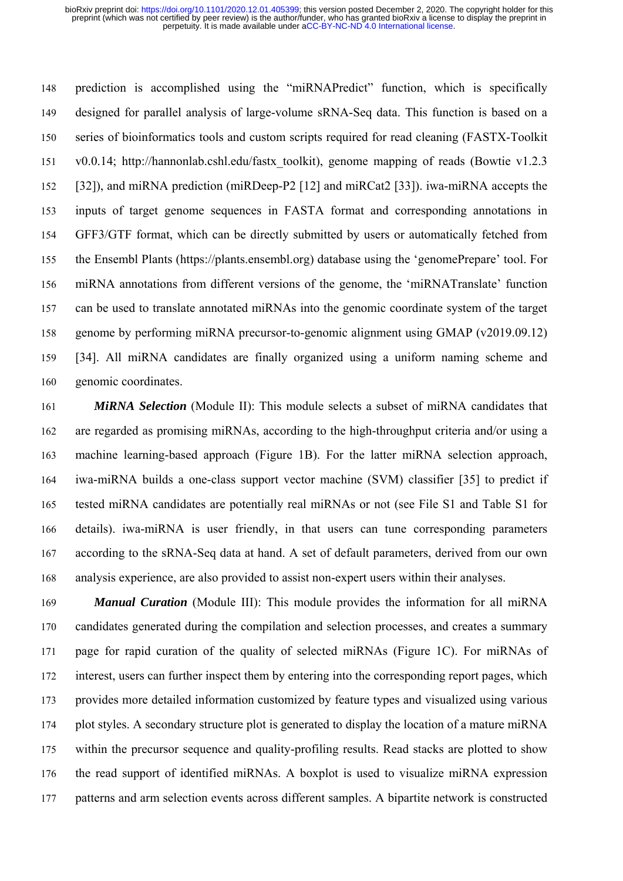prediction is accomplished using the "miRNAPredict" function, which is specifically designed for parallel analysis of large-volume sRNA-Seq data. This function is based on a series of bioinformatics tools and custom scripts required for read cleaning (FASTX-Toolkit v0.0.14; http://hannonlab.cshl.edu/fastx_toolkit), genome mapping of reads (Bowtie v1.2.3 [32]), and miRNA prediction (miRDeep-P2 [12] and miRCat2 [33]). iwa-miRNA accepts the inputs of target genome sequences in FASTA format and corresponding annotations in GFF3/GTF format, which can be directly submitted by users or automatically fetched from the Ensembl Plants (https://plants.ensembl.org) database using the 'genomePrepare' tool. For miRNA annotations from different versions of the genome, the 'miRNATranslate' function can be used to translate annotated miRNAs into the genomic coordinate system of the target genome by performing miRNA precursor-to-genomic alignment using GMAP (v2019.09.12) [34]. All miRNA candidates are finally organized using a uniform naming scheme and genomic coordinates.

***MiRNA Selection*** (Module II): This module selects a subset of miRNA candidates that are regarded as promising miRNAs, according to the high-throughput criteria and/or using a machine learning-based approach (Figure 1B). For the latter miRNA selection approach, iwa-miRNA builds a one-class support vector machine (SVM) classifier [35] to predict if tested miRNA candidates are potentially real miRNAs or not (see File S1 and Table S1 for details). iwa-miRNA is user friendly, in that users can tune corresponding parameters according to the sRNA-Seq data at hand. A set of default parameters, derived from our own analysis experience, are also provided to assist non-expert users within their analyses.

***Manual Curation*** (Module III): This module provides the information for all miRNA candidates generated during the compilation and selection processes, and creates a summary page for rapid curation of the quality of selected miRNAs (Figure 1C). For miRNAs of interest, users can further inspect them by entering into the corresponding report pages, which provides more detailed information customized by feature types and visualized using various plot styles. A secondary structure plot is generated to display the location of a mature miRNA within the precursor sequence and quality-profiling results. Read stacks are plotted to show the read support of identified miRNAs. A boxplot is used to visualize miRNA expression patterns and arm selection events across different samples. A bipartite network is constructed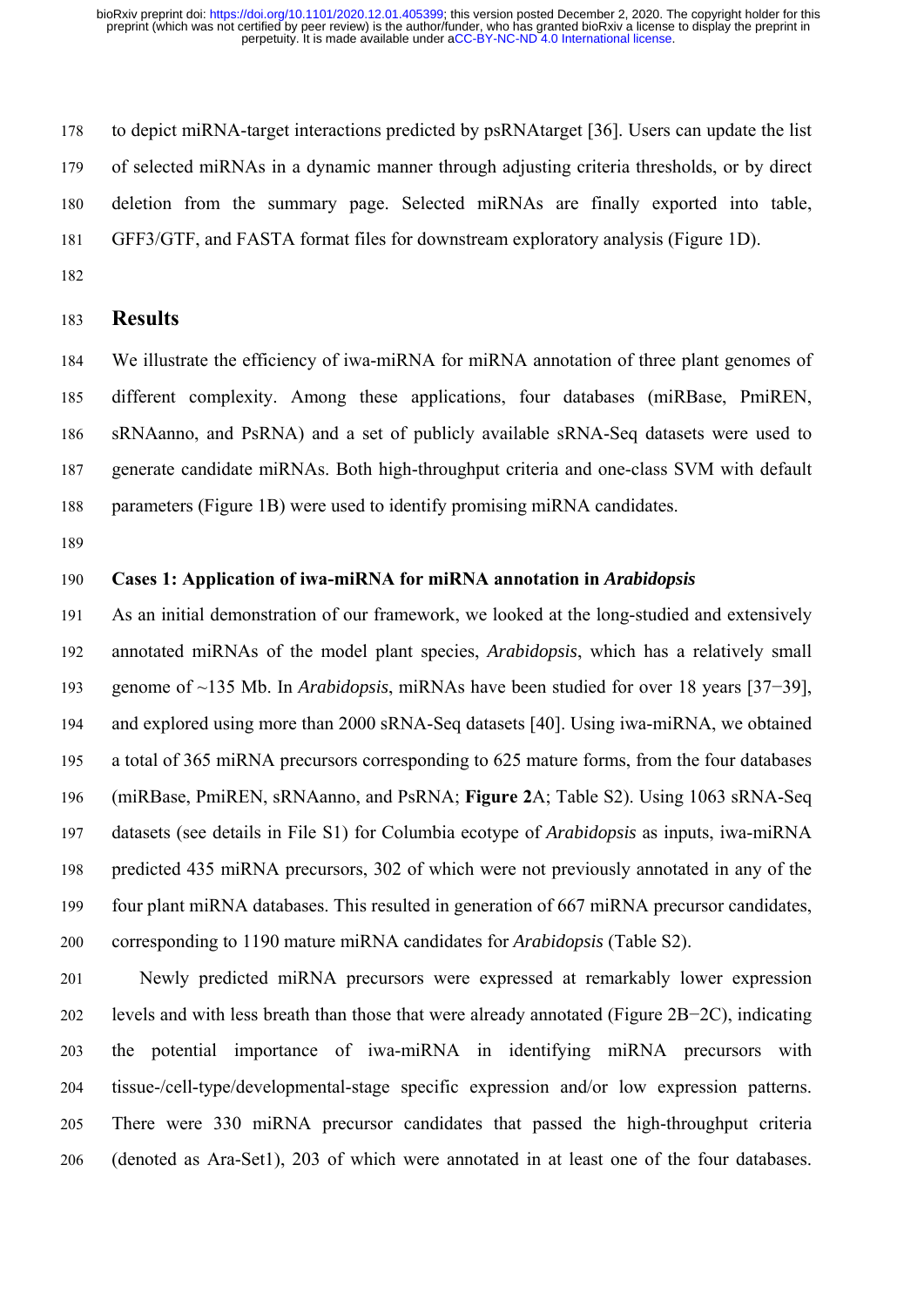to depict miRNA-target interactions predicted by psRNAtarget [36]. Users can update the list of selected miRNAs in a dynamic manner through adjusting criteria thresholds, or by direct deletion from the summary page. Selected miRNAs are finally exported into table, GFF3/GTF, and FASTA format files for downstream exploratory analysis (Figure 1D).

## Results

We illustrate the efficiency of iwa-miRNA for miRNA annotation of three plant genomes of different complexity. Among these applications, four databases (miRBase, PmiREN, sRNAanno, and PsRNA) and a set of publicly available sRNA-Seq datasets were used to generate candidate miRNAs. Both high-throughput criteria and one-class SVM with default parameters (Figure 1B) were used to identify promising miRNA candidates.

### Cases 1: Application of iwa-miRNA for miRNA annotation in *Arabidopsis*

As an initial demonstration of our framework, we looked at the long-studied and extensively annotated miRNAs of the model plant species, *Arabidopsis*, which has a relatively small genome of ~135 Mb. In *Arabidopsis*, miRNAs have been studied for over 18 years [37−39], and explored using more than 2000 sRNA-Seq datasets [40]. Using iwa-miRNA, we obtained a total of 365 miRNA precursors corresponding to 625 mature forms, from the four databases (miRBase, PmiREN, sRNAanno, and PsRNA; **Figure 2**A; Table S2). Using 1063 sRNA-Seq datasets (see details in File S1) for Columbia ecotype of *Arabidopsis* as inputs, iwa-miRNA predicted 435 miRNA precursors, 302 of which were not previously annotated in any of the four plant miRNA databases. This resulted in generation of 667 miRNA precursor candidates, corresponding to 1190 mature miRNA candidates for *Arabidopsis* (Table S2).

Newly predicted miRNA precursors were expressed at remarkably lower expression levels and with less breath than those that were already annotated (Figure 2B−2C), indicating the potential importance of iwa-miRNA in identifying miRNA precursors with tissue-/cell-type/developmental-stage specific expression and/or low expression patterns. There were 330 miRNA precursor candidates that passed the high-throughput criteria (denoted as Ara-Set1), 203 of which were annotated in at least one of the four databases.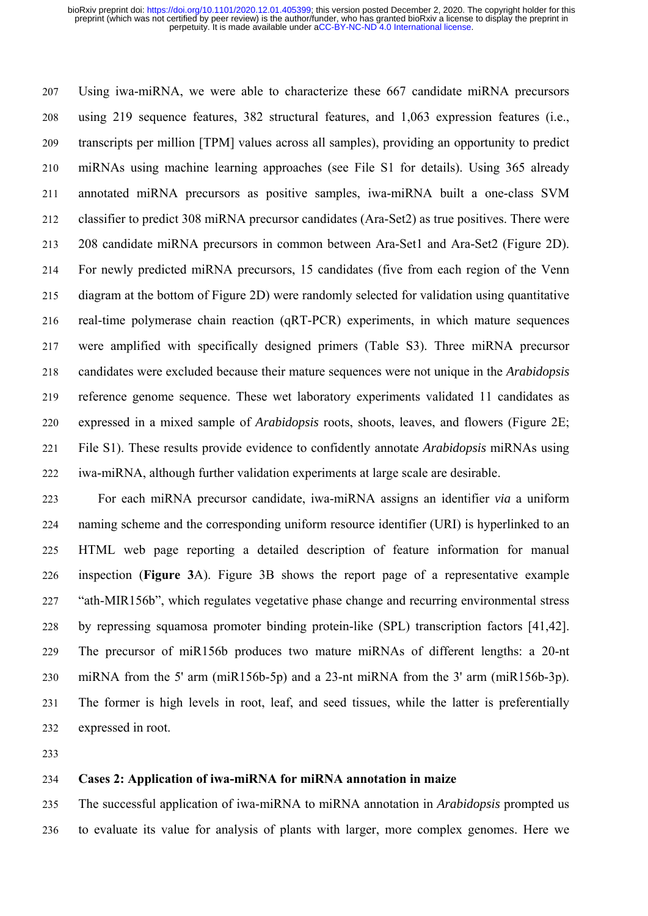Using iwa-miRNA, we were able to characterize these 667 candidate miRNA precursors using 219 sequence features, 382 structural features, and 1,063 expression features (i.e., transcripts per million [TPM] values across all samples), providing an opportunity to predict miRNAs using machine learning approaches (see File S1 for details). Using 365 already annotated miRNA precursors as positive samples, iwa-miRNA built a one-class SVM classifier to predict 308 miRNA precursor candidates (Ara-Set2) as true positives. There were 208 candidate miRNA precursors in common between Ara-Set1 and Ara-Set2 (Figure 2D). For newly predicted miRNA precursors, 15 candidates (five from each region of the Venn diagram at the bottom of Figure 2D) were randomly selected for validation using quantitative real-time polymerase chain reaction (qRT-PCR) experiments, in which mature sequences were amplified with specifically designed primers (Table S3). Three miRNA precursor candidates were excluded because their mature sequences were not unique in the *Arabidopsis* reference genome sequence. These wet laboratory experiments validated 11 candidates as expressed in a mixed sample of *Arabidopsis* roots, shoots, leaves, and flowers (Figure 2E; File S1). These results provide evidence to confidently annotate *Arabidopsis* miRNAs using iwa-miRNA, although further validation experiments at large scale are desirable.

For each miRNA precursor candidate, iwa-miRNA assigns an identifier *via* a uniform naming scheme and the corresponding uniform resource identifier (URI) is hyperlinked to an HTML web page reporting a detailed description of feature information for manual inspection (**Figure 3**A). Figure 3B shows the report page of a representative example "ath-MIR156b", which regulates vegetative phase change and recurring environmental stress by repressing squamosa promoter binding protein-like (SPL) transcription factors [41,42]. The precursor of miR156b produces two mature miRNAs of different lengths: a 20-nt miRNA from the 5' arm (miR156b-5p) and a 23-nt miRNA from the 3' arm (miR156b-3p). The former is high levels in root, leaf, and seed tissues, while the latter is preferentially expressed in root.

**Cases 2: Application of iwa-miRNA for miRNA annotation in maize**

The successful application of iwa-miRNA to miRNA annotation in *Arabidopsis* prompted us to evaluate its value for analysis of plants with larger, more complex genomes. Here we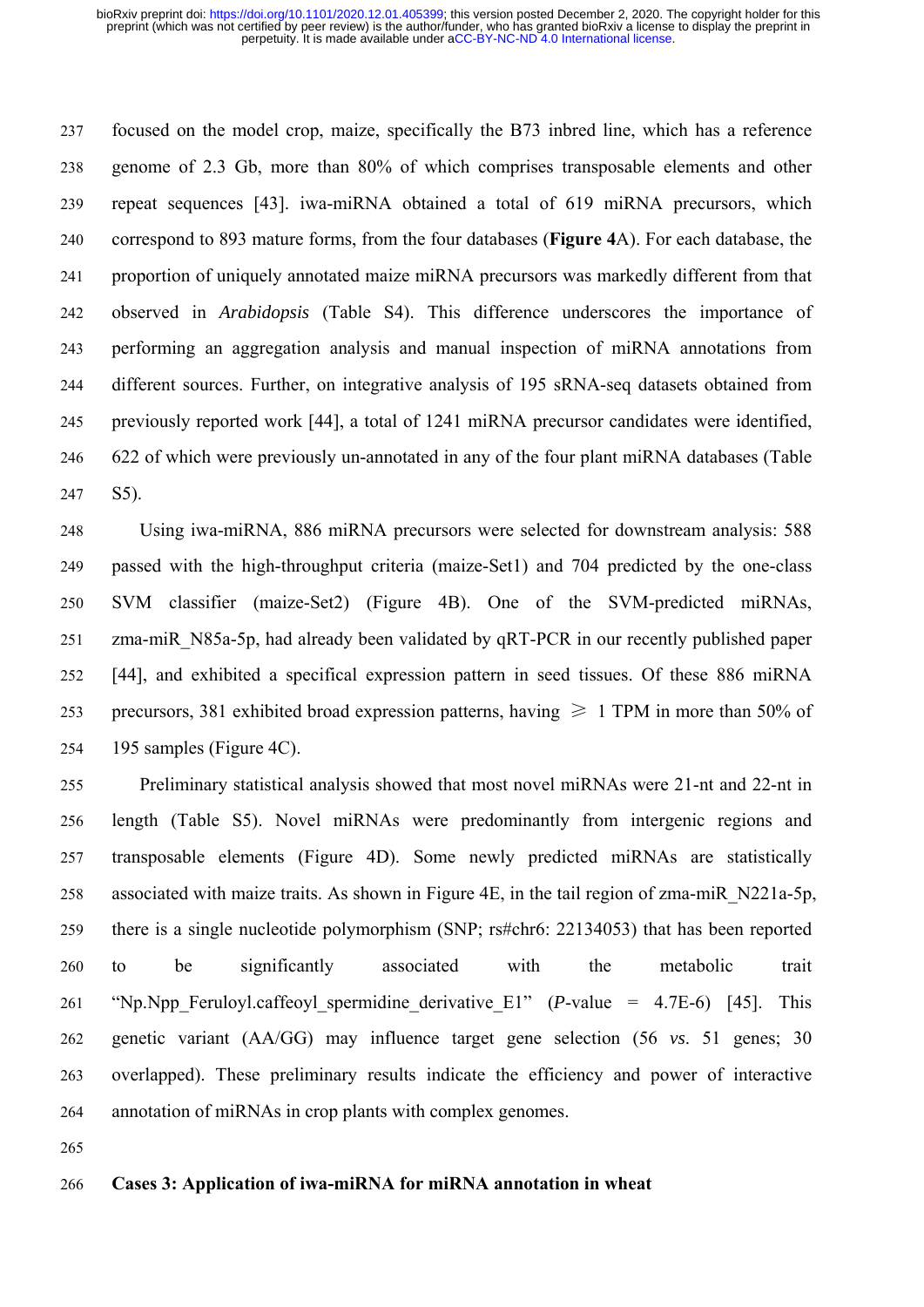focused on the model crop, maize, specifically the B73 inbred line, which has a reference genome of 2.3 Gb, more than 80% of which comprises transposable elements and other repeat sequences [43]. iwa-miRNA obtained a total of 619 miRNA precursors, which correspond to 893 mature forms, from the four databases (**Figure 4**A). For each database, the proportion of uniquely annotated maize miRNA precursors was markedly different from that observed in *Arabidopsis* (Table S4). This difference underscores the importance of performing an aggregation analysis and manual inspection of miRNA annotations from different sources. Further, on integrative analysis of 195 sRNA-seq datasets obtained from previously reported work [44], a total of 1241 miRNA precursor candidates were identified, 622 of which were previously un-annotated in any of the four plant miRNA databases (Table S5).

Using iwa-miRNA, 886 miRNA precursors were selected for downstream analysis: 588 passed with the high-throughput criteria (maize-Set1) and 704 predicted by the one-class SVM classifier (maize-Set2) (Figure 4B). One of the SVM-predicted miRNAs, zma-miR_N85a-5p, had already been validated by qRT-PCR in our recently published paper [44], and exhibited a specifical expression pattern in seed tissues. Of these 886 miRNA precursors, 381 exhibited broad expression patterns, having $\geqslant$ 1 TPM in more than 50% of 195 samples (Figure 4C).

Preliminary statistical analysis showed that most novel miRNAs were 21-nt and 22-nt in length (Table S5). Novel miRNAs were predominantly from intergenic regions and transposable elements (Figure 4D). Some newly predicted miRNAs are statistically associated with maize traits. As shown in Figure 4E, in the tail region of zma-miR_N221a-5p, there is a single nucleotide polymorphism (SNP; rs#chr6: 22134053) that has been reported to be significantly associated with the metabolic trait "Np.Npp_Feruloyl.caffeoyl_spermidine_derivative_E1" (*P*-value = 4.7E-6) [45]. This genetic variant (AA/GG) may influence target gene selection (56 *vs.* 51 genes; 30 overlapped). These preliminary results indicate the efficiency and power of interactive annotation of miRNAs in crop plants with complex genomes.

**Cases 3: Application of iwa-miRNA for miRNA annotation in wheat**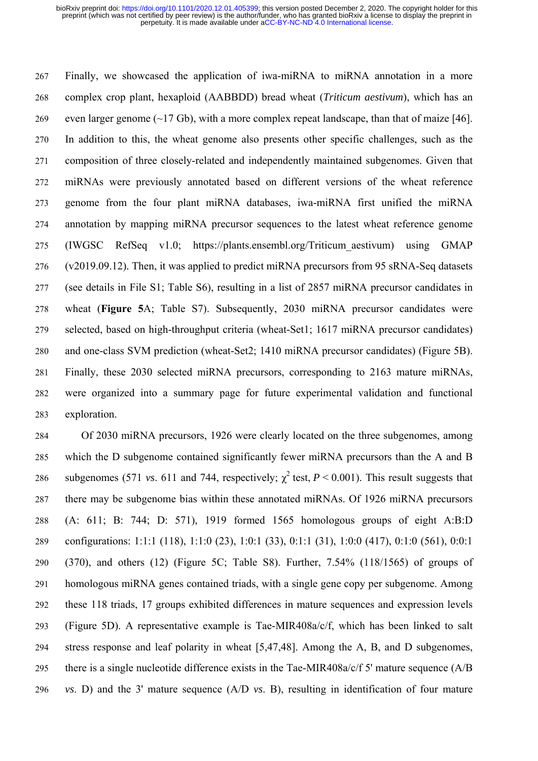Finally, we showcased the application of iwa-miRNA to miRNA annotation in a more complex crop plant, hexaploid (AABBDD) bread wheat (*Triticum aestivum*), which has an even larger genome (~17 Gb), with a more complex repeat landscape, than that of maize [46]. In addition to this, the wheat genome also presents other specific challenges, such as the composition of three closely-related and independently maintained subgenomes. Given that miRNAs were previously annotated based on different versions of the wheat reference genome from the four plant miRNA databases, iwa-miRNA first unified the miRNA annotation by mapping miRNA precursor sequences to the latest wheat reference genome (IWGSC RefSeq v1.0; https://plants.ensembl.org/Triticum_aestivum) using GMAP (v2019.09.12). Then, it was applied to predict miRNA precursors from 95 sRNA-Seq datasets (see details in File S1; Table S6), resulting in a list of 2857 miRNA precursor candidates in wheat (**Figure 5**A; Table S7). Subsequently, 2030 miRNA precursor candidates were selected, based on high-throughput criteria (wheat-Set1; 1617 miRNA precursor candidates) and one-class SVM prediction (wheat-Set2; 1410 miRNA precursor candidates) (Figure 5B). Finally, these 2030 selected miRNA precursors, corresponding to 2163 mature miRNAs, were organized into a summary page for future experimental validation and functional exploration.

Of 2030 miRNA precursors, 1926 were clearly located on the three subgenomes, among which the D subgenome contained significantly fewer miRNA precursors than the A and B subgenomes (571 *vs*. 611 and 744, respectively; $\chi^2$ test, $P < 0.001$). This result suggests that there may be subgenome bias within these annotated miRNAs. Of 1926 miRNA precursors (A: 611; B: 744; D: 571), 1919 formed 1565 homologous groups of eight A:B:D configurations: 1:1:1 (118), 1:1:0 (23), 1:0:1 (33), 0:1:1 (31), 1:0:0 (417), 0:1:0 (561), 0:0:1 (370), and others (12) (Figure 5C; Table S8). Further, 7.54% (118/1565) of groups of homologous miRNA genes contained triads, with a single gene copy per subgenome. Among these 118 triads, 17 groups exhibited differences in mature sequences and expression levels (Figure 5D). A representative example is Tae-MIR408a/c/f, which has been linked to salt stress response and leaf polarity in wheat [5,47,48]. Among the A, B, and D subgenomes, there is a single nucleotide difference exists in the Tae-MIR408a/c/f 5' mature sequence (A/B *vs*. D) and the 3' mature sequence (A/D *vs*. B), resulting in identification of four mature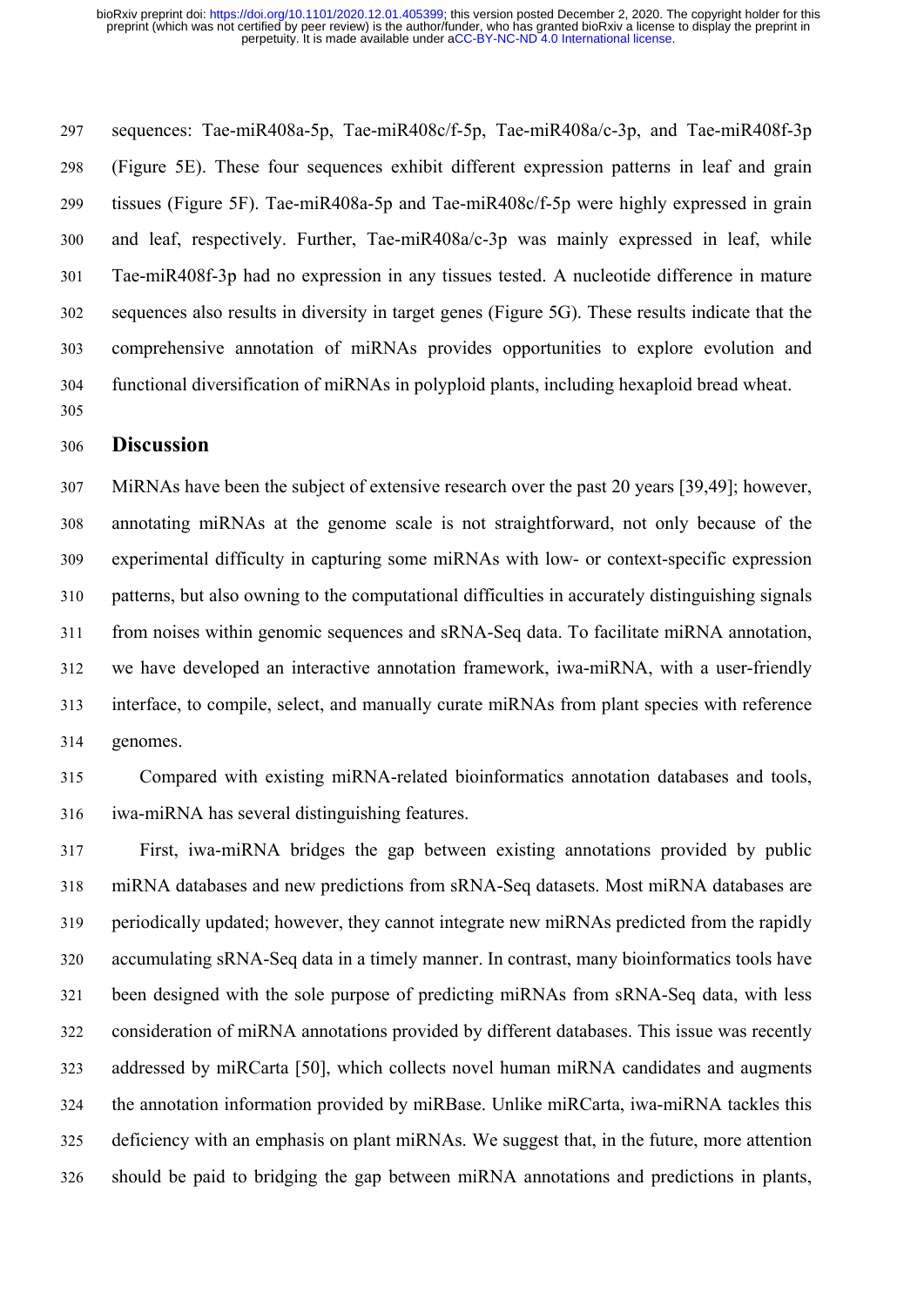sequences: Tae-miR408a-5p, Tae-miR408c/f-5p, Tae-miR408a/c-3p, and Tae-miR408f-3p (Figure 5E). These four sequences exhibit different expression patterns in leaf and grain tissues (Figure 5F). Tae-miR408a-5p and Tae-miR408c/f-5p were highly expressed in grain and leaf, respectively. Further, Tae-miR408a/c-3p was mainly expressed in leaf, while Tae-miR408f-3p had no expression in any tissues tested. A nucleotide difference in mature sequences also results in diversity in target genes (Figure 5G). These results indicate that the comprehensive annotation of miRNAs provides opportunities to explore evolution and functional diversification of miRNAs in polyploid plants, including hexaploid bread wheat.

## Discussion

MiRNAs have been the subject of extensive research over the past 20 years [39,49]; however, annotating miRNAs at the genome scale is not straightforward, not only because of the experimental difficulty in capturing some miRNAs with low- or context-specific expression patterns, but also owning to the computational difficulties in accurately distinguishing signals from noises within genomic sequences and sRNA-Seq data. To facilitate miRNA annotation, we have developed an interactive annotation framework, iwa-miRNA, with a user-friendly interface, to compile, select, and manually curate miRNAs from plant species with reference genomes.

Compared with existing miRNA-related bioinformatics annotation databases and tools, iwa-miRNA has several distinguishing features.

First, iwa-miRNA bridges the gap between existing annotations provided by public miRNA databases and new predictions from sRNA-Seq datasets. Most miRNA databases are periodically updated; however, they cannot integrate new miRNAs predicted from the rapidly accumulating sRNA-Seq data in a timely manner. In contrast, many bioinformatics tools have been designed with the sole purpose of predicting miRNAs from sRNA-Seq data, with less consideration of miRNA annotations provided by different databases. This issue was recently addressed by miRCarta [50], which collects novel human miRNA candidates and augments the annotation information provided by miRBase. Unlike miRCarta, iwa-miRNA tackles this deficiency with an emphasis on plant miRNAs. We suggest that, in the future, more attention should be paid to bridging the gap between miRNA annotations and predictions in plants,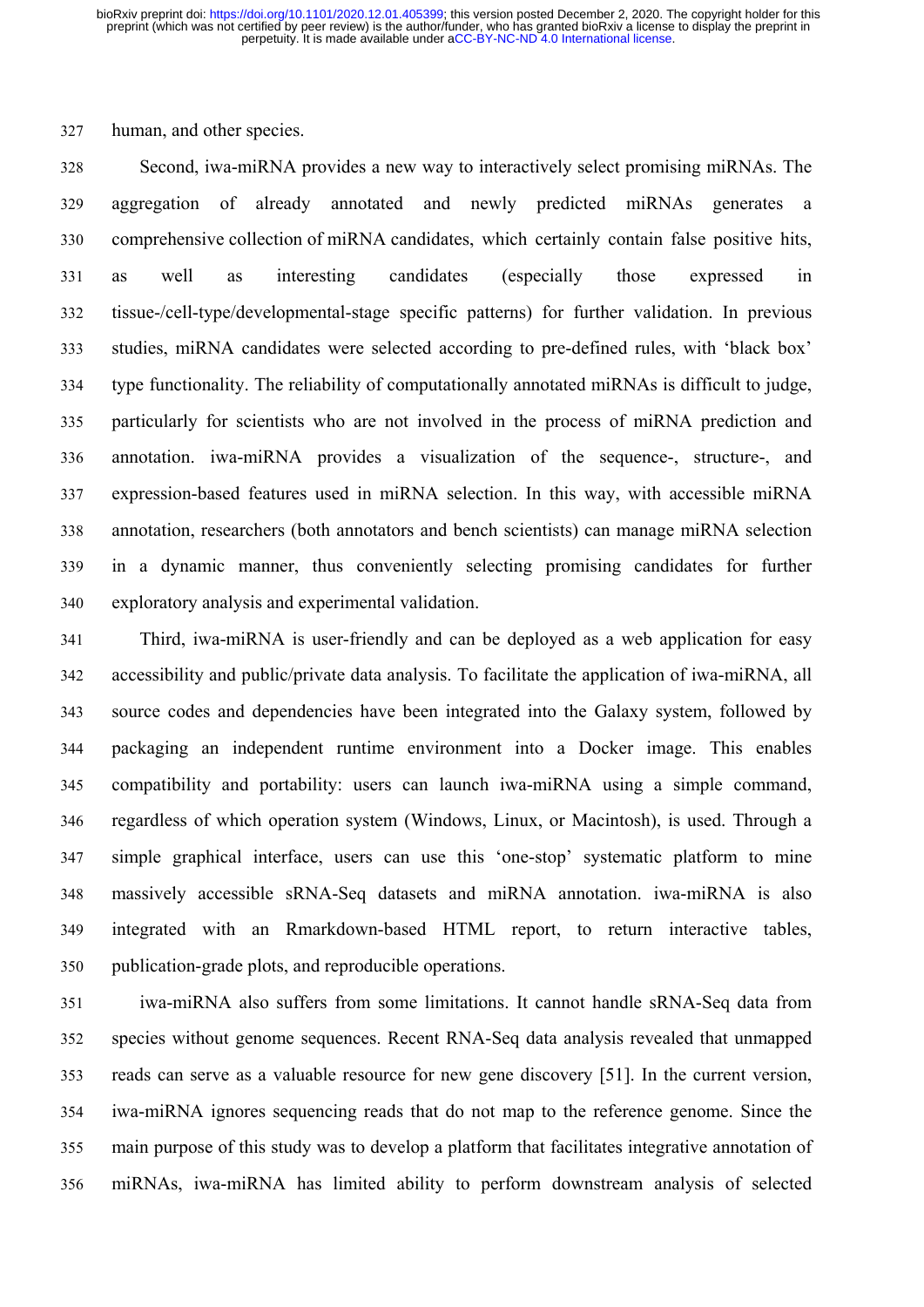human, and other species.

Second, iwa-miRNA provides a new way to interactively select promising miRNAs. The aggregation of already annotated and newly predicted miRNAs generates a comprehensive collection of miRNA candidates, which certainly contain false positive hits, as well as interesting candidates (especially those expressed in tissue-/cell-type/developmental-stage specific patterns) for further validation. In previous studies, miRNA candidates were selected according to pre-defined rules, with 'black box' type functionality. The reliability of computationally annotated miRNAs is difficult to judge, particularly for scientists who are not involved in the process of miRNA prediction and annotation. iwa-miRNA provides a visualization of the sequence-, structure-, and expression-based features used in miRNA selection. In this way, with accessible miRNA annotation, researchers (both annotators and bench scientists) can manage miRNA selection in a dynamic manner, thus conveniently selecting promising candidates for further exploratory analysis and experimental validation.

Third, iwa-miRNA is user-friendly and can be deployed as a web application for easy accessibility and public/private data analysis. To facilitate the application of iwa-miRNA, all source codes and dependencies have been integrated into the Galaxy system, followed by packaging an independent runtime environment into a Docker image. This enables compatibility and portability: users can launch iwa-miRNA using a simple command, regardless of which operation system (Windows, Linux, or Macintosh), is used. Through a simple graphical interface, users can use this 'one-stop' systematic platform to mine massively accessible sRNA-Seq datasets and miRNA annotation. iwa-miRNA is also integrated with an Rmarkdown-based HTML report, to return interactive tables, publication-grade plots, and reproducible operations.

iwa-miRNA also suffers from some limitations. It cannot handle sRNA-Seq data from species without genome sequences. Recent RNA-Seq data analysis revealed that unmapped reads can serve as a valuable resource for new gene discovery [51]. In the current version, iwa-miRNA ignores sequencing reads that do not map to the reference genome. Since the main purpose of this study was to develop a platform that facilitates integrative annotation of miRNAs, iwa-miRNA has limited ability to perform downstream analysis of selected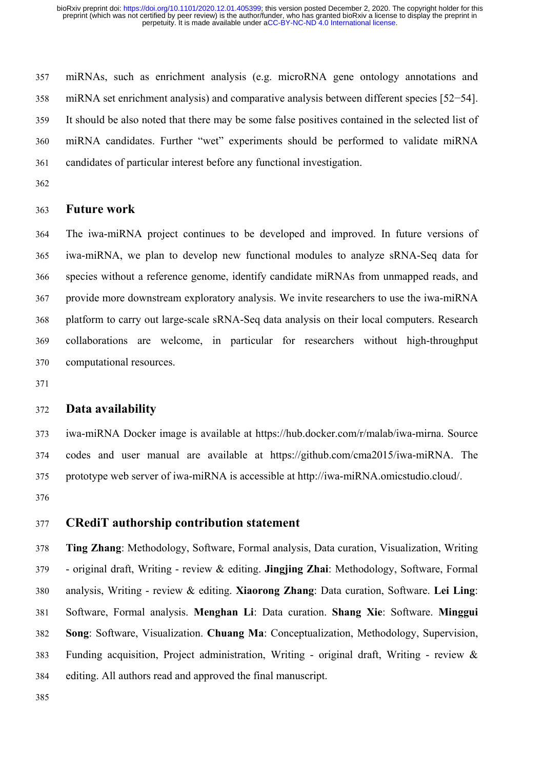miRNAs, such as enrichment analysis (e.g. microRNA gene ontology annotations and miRNA set enrichment analysis) and comparative analysis between different species [52−54]. It should be also noted that there may be some false positives contained in the selected list of miRNA candidates. Further "wet" experiments should be performed to validate miRNA candidates of particular interest before any functional investigation.

## Future work

The iwa-miRNA project continues to be developed and improved. In future versions of iwa-miRNA, we plan to develop new functional modules to analyze sRNA-Seq data for species without a reference genome, identify candidate miRNAs from unmapped reads, and provide more downstream exploratory analysis. We invite researchers to use the iwa-miRNA platform to carry out large-scale sRNA-Seq data analysis on their local computers. Research collaborations are welcome, in particular for researchers without high-throughput computational resources.

## Data availability

iwa-miRNA Docker image is available at https://hub.docker.com/r/malab/iwa-mirna. Source codes and user manual are available at https://github.com/cma2015/iwa-miRNA. The prototype web server of iwa-miRNA is accessible at http://iwa-miRNA.omicstudio.cloud/.

## CRediT authorship contribution statement

**Ting Zhang**: Methodology, Software, Formal analysis, Data curation, Visualization, Writing - original draft, Writing - review & editing. **Jingjing Zhai**: Methodology, Software, Formal analysis, Writing - review & editing. **Xiaorong Zhang**: Data curation, Software. **Lei Ling**: Software, Formal analysis. **Menghan Li**: Data curation. **Shang Xie**: Software. **Minggui Song**: Software, Visualization. **Chuang Ma**: Conceptualization, Methodology, Supervision, Funding acquisition, Project administration, Writing - original draft, Writing - review & editing. All authors read and approved the final manuscript.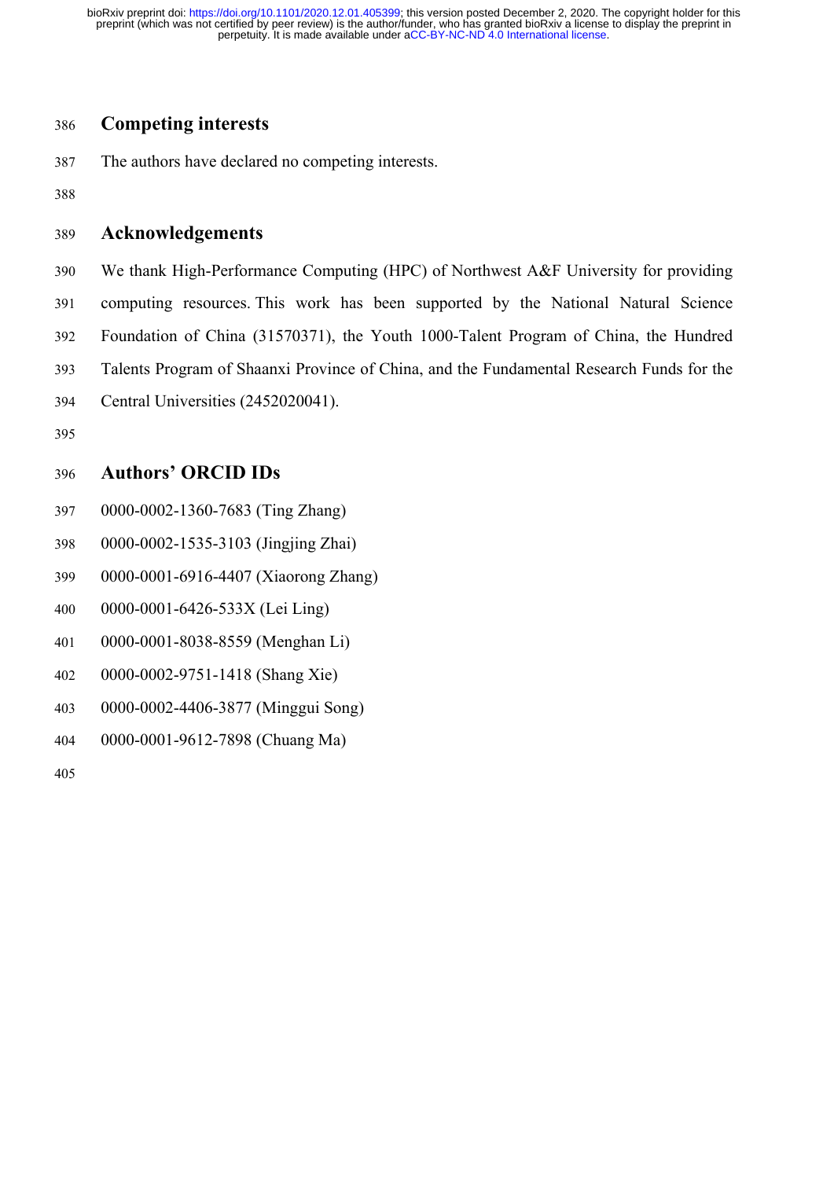## Competing interests

The authors have declared no competing interests.

## Acknowledgements

We thank High-Performance Computing (HPC) of Northwest A&F University for providing computing resources. This work has been supported by the National Natural Science Foundation of China (31570371), the Youth 1000-Talent Program of China, the Hundred Talents Program of Shaanxi Province of China, and the Fundamental Research Funds for the Central Universities (2452020041).

## Authors' ORCID IDs

0000-0002-1360-7683 (Ting Zhang)

0000-0002-1535-3103 (Jingjing Zhai)

0000-0001-6916-4407 (Xiaorong Zhang)

0000-0001-6426-533X (Lei Ling)

0000-0001-8038-8559 (Menghan Li)

0000-0002-9751-1418 (Shang Xie)

0000-0002-4406-3877 (Minggui Song)

0000-0001-9612-7898 (Chuang Ma)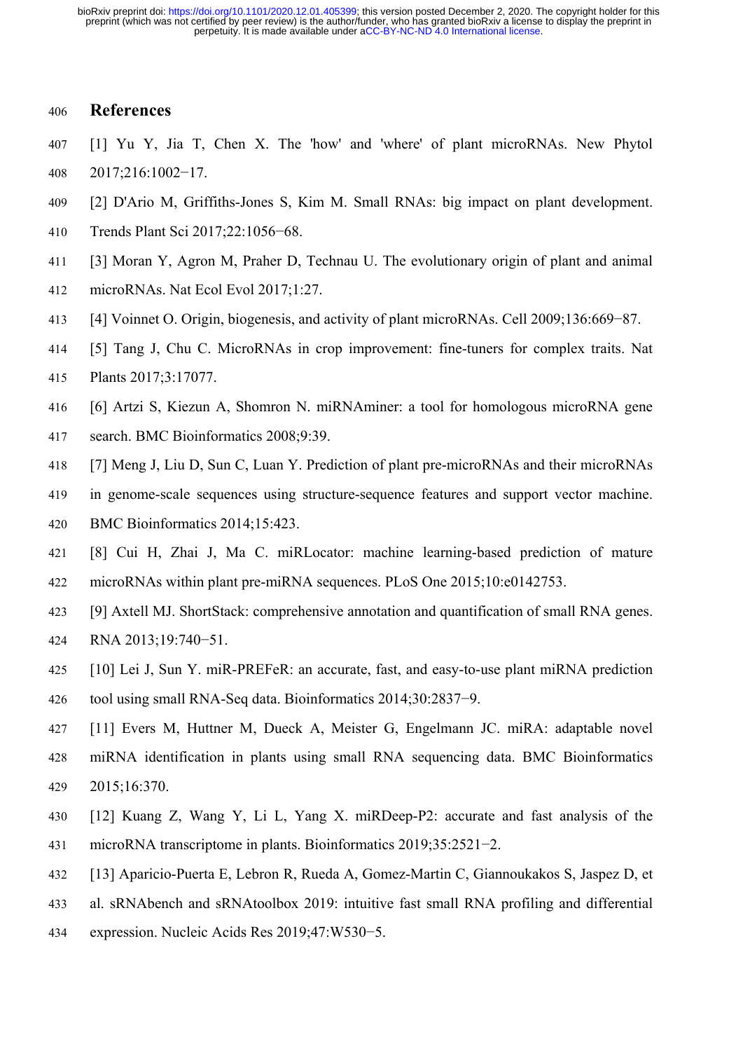## References

[1] Yu Y, Jia T, Chen X. The 'how' and 'where' of plant microRNAs. New Phytol 2017;216:1002−17.

[2] D'Ario M, Griffiths-Jones S, Kim M. Small RNAs: big impact on plant development. Trends Plant Sci 2017;22:1056−68.

[3] Moran Y, Agron M, Praher D, Technau U. The evolutionary origin of plant and animal microRNAs. Nat Ecol Evol 2017;1:27.

[4] Voinnet O. Origin, biogenesis, and activity of plant microRNAs. Cell 2009;136:669−87.

[5] Tang J, Chu C. MicroRNAs in crop improvement: fine-tuners for complex traits. Nat Plants 2017;3:17077.

[6] Artzi S, Kiezun A, Shomron N. miRNAminer: a tool for homologous microRNA gene search. BMC Bioinformatics 2008;9:39.

[7] Meng J, Liu D, Sun C, Luan Y. Prediction of plant pre-microRNAs and their microRNAs in genome-scale sequences using structure-sequence features and support vector machine. BMC Bioinformatics 2014;15:423.

[8] Cui H, Zhai J, Ma C. miRLocator: machine learning-based prediction of mature microRNAs within plant pre-miRNA sequences. PLoS One 2015;10:e0142753.

[9] Axtell MJ. ShortStack: comprehensive annotation and quantification of small RNA genes. RNA 2013;19:740−51.

[10] Lei J, Sun Y. miR-PREFeR: an accurate, fast, and easy-to-use plant miRNA prediction tool using small RNA-Seq data. Bioinformatics 2014;30:2837−9.

[11] Evers M, Huttner M, Dueck A, Meister G, Engelmann JC. miRA: adaptable novel miRNA identification in plants using small RNA sequencing data. BMC Bioinformatics 2015;16:370.

[12] Kuang Z, Wang Y, Li L, Yang X. miRDeep-P2: accurate and fast analysis of the microRNA transcriptome in plants. Bioinformatics 2019;35:2521−2.

[13] Aparicio-Puerta E, Lebron R, Rueda A, Gomez-Martin C, Giannoukakos S, Jaspez D, et al. sRNAbench and sRNAtoolbox 2019: intuitive fast small RNA profiling and differential expression. Nucleic Acids Res 2019;47:W530−5.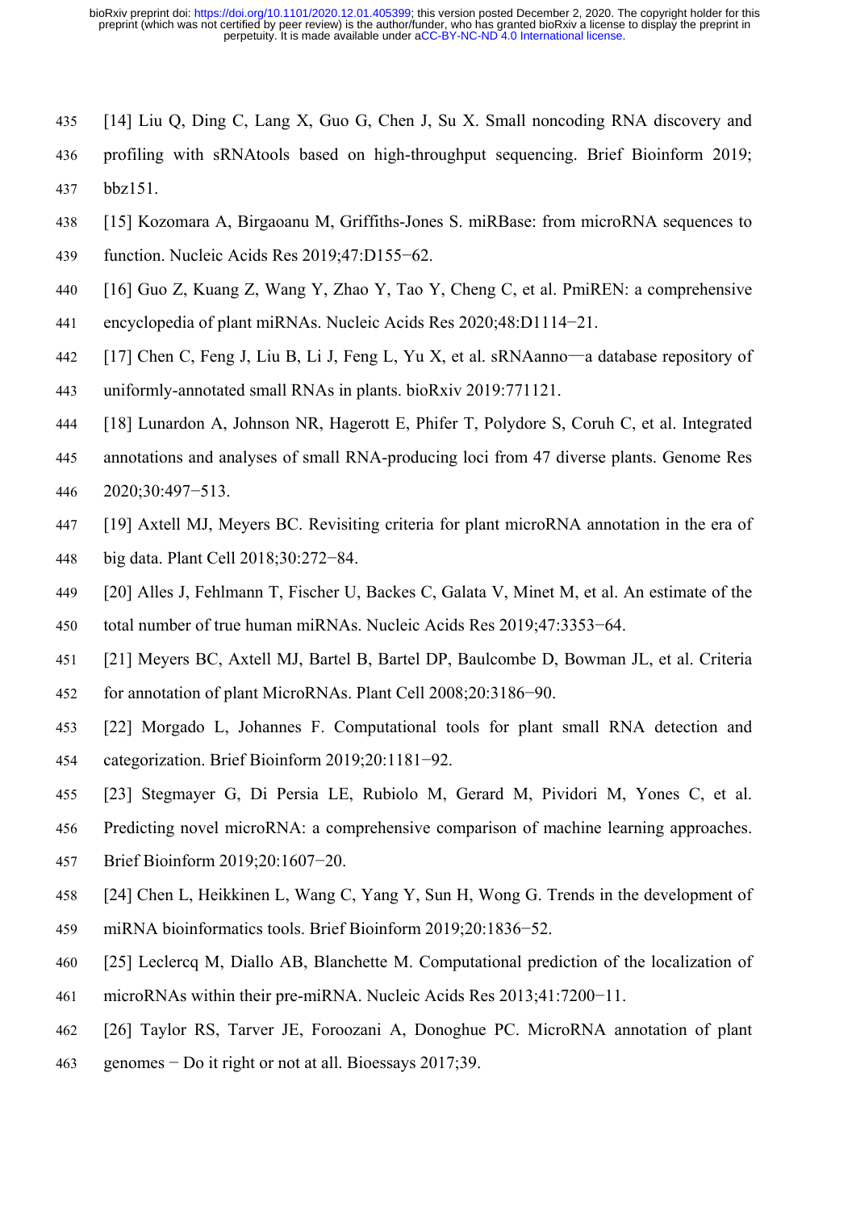[14] Liu Q, Ding C, Lang X, Guo G, Chen J, Su X. Small noncoding RNA discovery and profiling with sRNAtools based on high-throughput sequencing. Brief Bioinform 2019; bbz151.

[15] Kozomara A, Birgaoanu M, Griffiths-Jones S. miRBase: from microRNA sequences to function. Nucleic Acids Res 2019;47:D155−62.

[16] Guo Z, Kuang Z, Wang Y, Zhao Y, Tao Y, Cheng C, et al. PmiREN: a comprehensive encyclopedia of plant miRNAs. Nucleic Acids Res 2020;48:D1114−21.

[17] Chen C, Feng J, Liu B, Li J, Feng L, Yu X, et al. sRNAanno—a database repository of uniformly-annotated small RNAs in plants. bioRxiv 2019:771121.

[18] Lunardon A, Johnson NR, Hagerott E, Phifer T, Polydore S, Coruh C, et al. Integrated annotations and analyses of small RNA-producing loci from 47 diverse plants. Genome Res 2020;30:497−513.

[19] Axtell MJ, Meyers BC. Revisiting criteria for plant microRNA annotation in the era of big data. Plant Cell 2018;30:272−84.

[20] Alles J, Fehlmann T, Fischer U, Backes C, Galata V, Minet M, et al. An estimate of the total number of true human miRNAs. Nucleic Acids Res 2019;47:3353−64.

[21] Meyers BC, Axtell MJ, Bartel B, Bartel DP, Baulcombe D, Bowman JL, et al. Criteria for annotation of plant MicroRNAs. Plant Cell 2008;20:3186−90.

[22] Morgado L, Johannes F. Computational tools for plant small RNA detection and categorization. Brief Bioinform 2019;20:1181−92.

[23] Stegmayer G, Di Persia LE, Rubiolo M, Gerard M, Pividori M, Yones C, et al. Predicting novel microRNA: a comprehensive comparison of machine learning approaches. Brief Bioinform 2019;20:1607−20.

[24] Chen L, Heikkinen L, Wang C, Yang Y, Sun H, Wong G. Trends in the development of miRNA bioinformatics tools. Brief Bioinform 2019;20:1836−52.

[25] Leclercq M, Diallo AB, Blanchette M. Computational prediction of the localization of microRNAs within their pre-miRNA. Nucleic Acids Res 2013;41:7200−11.

[26] Taylor RS, Tarver JE, Foroozani A, Donoghue PC. MicroRNA annotation of plant genomes − Do it right or not at all. Bioessays 2017;39.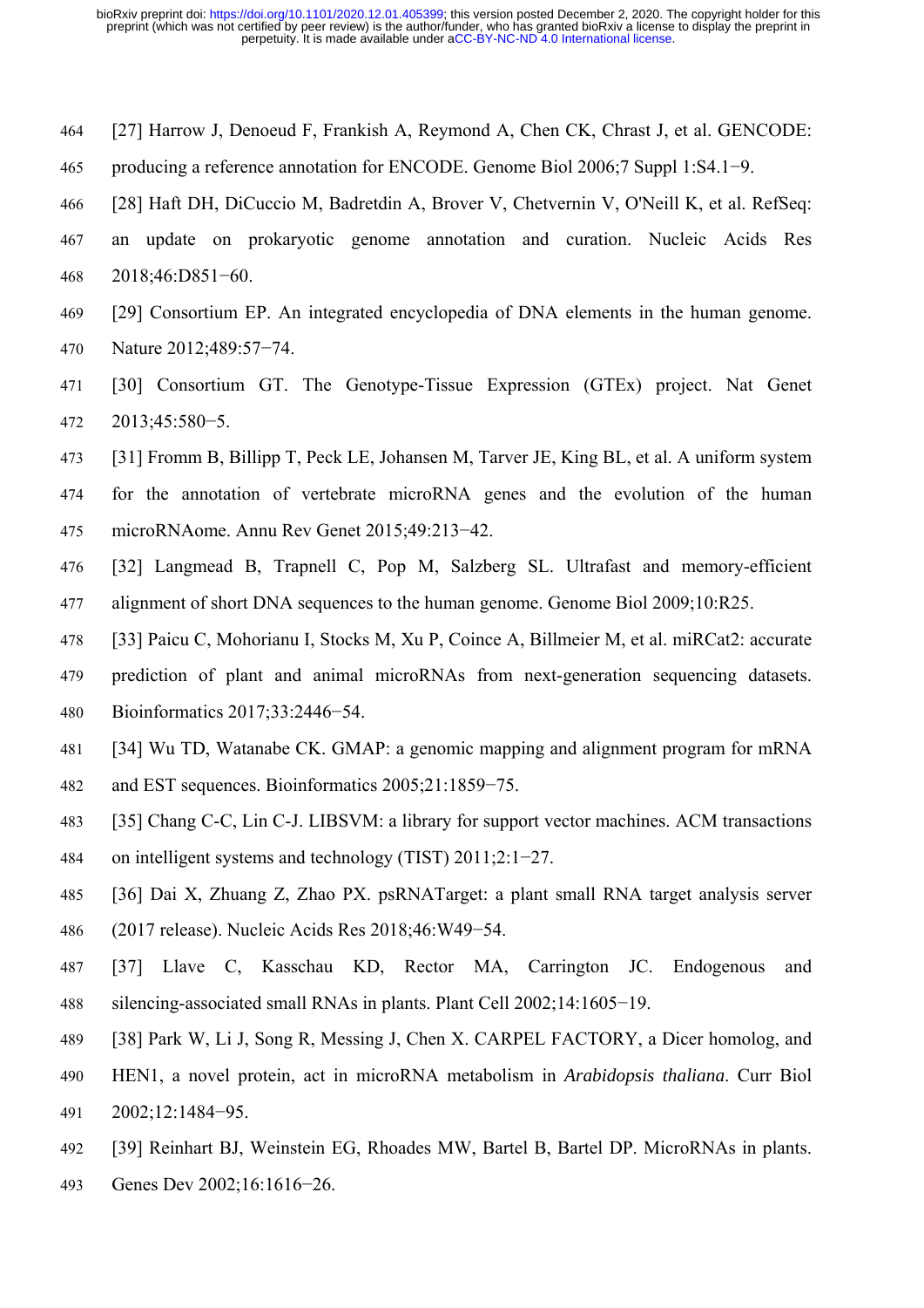[27] Harrow J, Denoeud F, Frankish A, Reymond A, Chen CK, Chrast J, et al. GENCODE: producing a reference annotation for ENCODE. Genome Biol 2006;7 Suppl 1:S4.1−9.

[28] Haft DH, DiCuccio M, Badretdin A, Brover V, Chetvernin V, O'Neill K, et al. RefSeq: an update on prokaryotic genome annotation and curation. Nucleic Acids Res 2018;46:D851−60.

[29] Consortium EP. An integrated encyclopedia of DNA elements in the human genome. Nature 2012;489:57−74.

[30] Consortium GT. The Genotype-Tissue Expression (GTEx) project. Nat Genet 2013;45:580−5.

[31] Fromm B, Billipp T, Peck LE, Johansen M, Tarver JE, King BL, et al. A uniform system for the annotation of vertebrate microRNA genes and the evolution of the human microRNAome. Annu Rev Genet 2015;49:213−42.

[32] Langmead B, Trapnell C, Pop M, Salzberg SL. Ultrafast and memory-efficient alignment of short DNA sequences to the human genome. Genome Biol 2009;10:R25.

[33] Paicu C, Mohorianu I, Stocks M, Xu P, Coince A, Billmeier M, et al. miRCat2: accurate prediction of plant and animal microRNAs from next-generation sequencing datasets. Bioinformatics 2017;33:2446−54.

[34] Wu TD, Watanabe CK. GMAP: a genomic mapping and alignment program for mRNA and EST sequences. Bioinformatics 2005;21:1859−75.

[35] Chang C-C, Lin C-J. LIBSVM: a library for support vector machines. ACM transactions on intelligent systems and technology (TIST) 2011;2:1−27.

[36] Dai X, Zhuang Z, Zhao PX. psRNATarget: a plant small RNA target analysis server (2017 release). Nucleic Acids Res 2018;46:W49−54.

[37] Llave C, Kasschau KD, Rector MA, Carrington JC. Endogenous and silencing-associated small RNAs in plants. Plant Cell 2002;14:1605−19.

[38] Park W, Li J, Song R, Messing J, Chen X. CARPEL FACTORY, a Dicer homolog, and HEN1, a novel protein, act in microRNA metabolism in *Arabidopsis thaliana*. Curr Biol 2002;12:1484−95.

[39] Reinhart BJ, Weinstein EG, Rhoades MW, Bartel B, Bartel DP. MicroRNAs in plants. Genes Dev 2002;16:1616−26.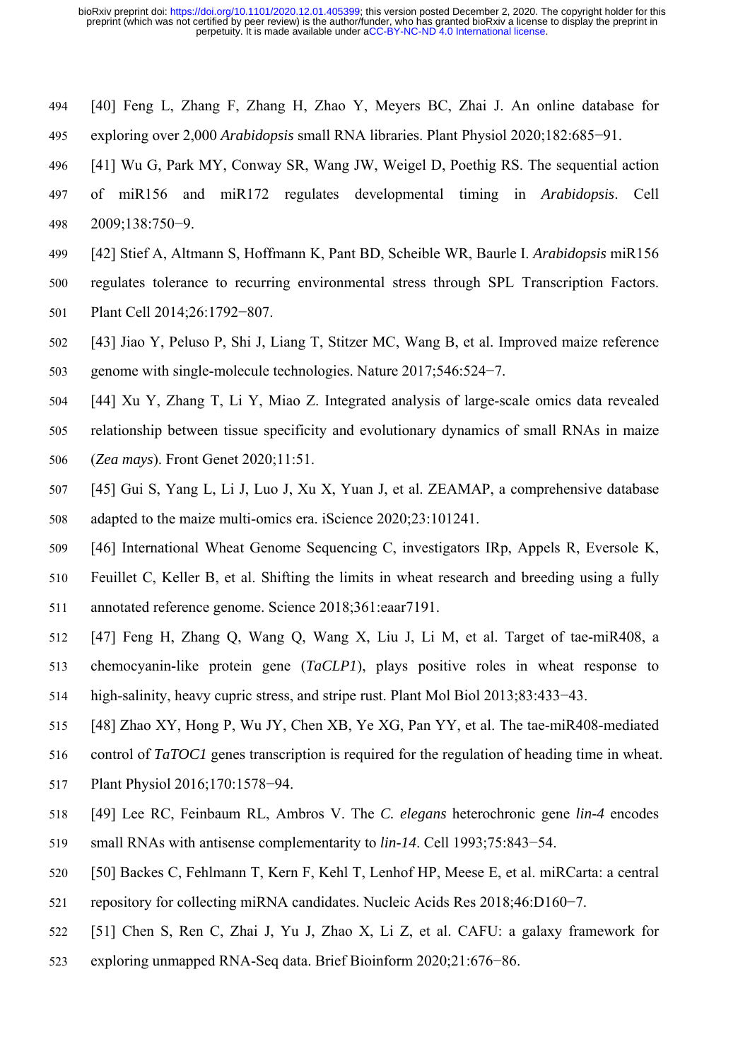[40] Feng L, Zhang F, Zhang H, Zhao Y, Meyers BC, Zhai J. An online database for exploring over 2,000 *Arabidopsis* small RNA libraries. Plant Physiol 2020;182:685−91.

[41] Wu G, Park MY, Conway SR, Wang JW, Weigel D, Poethig RS. The sequential action of miR156 and miR172 regulates developmental timing in *Arabidopsis*. Cell 2009;138:750−9.

[42] Stief A, Altmann S, Hoffmann K, Pant BD, Scheible WR, Baurle I. *Arabidopsis* miR156 regulates tolerance to recurring environmental stress through SPL Transcription Factors. Plant Cell 2014;26:1792−807.

[43] Jiao Y, Peluso P, Shi J, Liang T, Stitzer MC, Wang B, et al. Improved maize reference genome with single-molecule technologies. Nature 2017;546:524−7.

[44] Xu Y, Zhang T, Li Y, Miao Z. Integrated analysis of large-scale omics data revealed relationship between tissue specificity and evolutionary dynamics of small RNAs in maize (*Zea mays*). Front Genet 2020;11:51.

[45] Gui S, Yang L, Li J, Luo J, Xu X, Yuan J, et al. ZEAMAP, a comprehensive database adapted to the maize multi-omics era. iScience 2020;23:101241.

[46] International Wheat Genome Sequencing C, investigators IRp, Appels R, Eversole K, Feuillet C, Keller B, et al. Shifting the limits in wheat research and breeding using a fully annotated reference genome. Science 2018;361:eaar7191.

[47] Feng H, Zhang Q, Wang Q, Wang X, Liu J, Li M, et al. Target of tae-miR408, a chemocyanin-like protein gene (*TaCLP1*), plays positive roles in wheat response to high-salinity, heavy cupric stress, and stripe rust. Plant Mol Biol 2013;83:433−43.

[48] Zhao XY, Hong P, Wu JY, Chen XB, Ye XG, Pan YY, et al. The tae-miR408-mediated control of *TaTOC1* genes transcription is required for the regulation of heading time in wheat. Plant Physiol 2016;170:1578−94.

[49] Lee RC, Feinbaum RL, Ambros V. The *C. elegans* heterochronic gene *lin-4* encodes small RNAs with antisense complementarity to *lin-14*. Cell 1993;75:843−54.

[50] Backes C, Fehlmann T, Kern F, Kehl T, Lenhof HP, Meese E, et al. miRCarta: a central repository for collecting miRNA candidates. Nucleic Acids Res 2018;46:D160−7.

[51] Chen S, Ren C, Zhai J, Yu J, Zhao X, Li Z, et al. CAFU: a galaxy framework for exploring unmapped RNA-Seq data. Brief Bioinform 2020;21:676−86.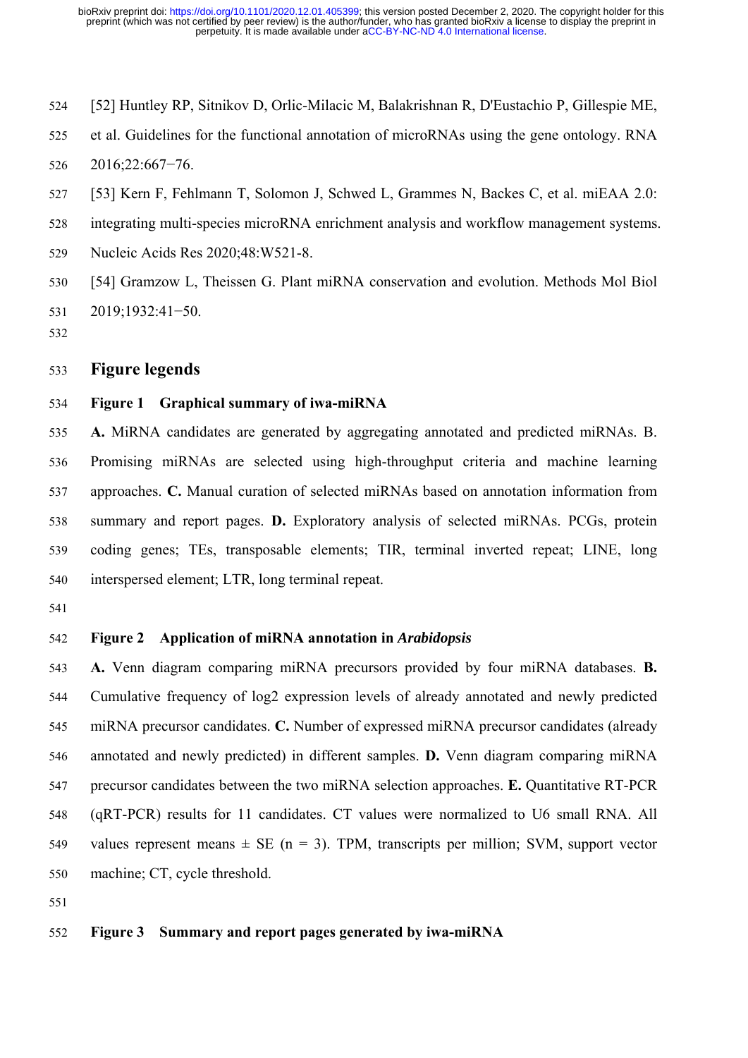[52] Huntley RP, Sitnikov D, Orlic-Milacic M, Balakrishnan R, D'Eustachio P, Gillespie ME, et al. Guidelines for the functional annotation of microRNAs using the gene ontology. RNA 2016;22:667−76.

[53] Kern F, Fehlmann T, Solomon J, Schwed L, Grammes N, Backes C, et al. miEAA 2.0: integrating multi-species microRNA enrichment analysis and workflow management systems. Nucleic Acids Res 2020;48:W521-8.

[54] Gramzow L, Theissen G. Plant miRNA conservation and evolution. Methods Mol Biol 2019;1932:41−50.

## Figure legends

**Figure 1 Graphical summary of iwa-miRNA**

**A.** MiRNA candidates are generated by aggregating annotated and predicted miRNAs. B. Promising miRNAs are selected using high-throughput criteria and machine learning approaches. **C.** Manual curation of selected miRNAs based on annotation information from summary and report pages. **D.** Exploratory analysis of selected miRNAs. PCGs, protein coding genes; TEs, transposable elements; TIR, terminal inverted repeat; LINE, long interspersed element; LTR, long terminal repeat.

**Figure 2 Application of miRNA annotation in *Arabidopsis***

**A.** Venn diagram comparing miRNA precursors provided by four miRNA databases. **B.** Cumulative frequency of log2 expression levels of already annotated and newly predicted miRNA precursor candidates. **C.** Number of expressed miRNA precursor candidates (already annotated and newly predicted) in different samples. **D.** Venn diagram comparing miRNA precursor candidates between the two miRNA selection approaches. **E.** Quantitative RT-PCR (qRT-PCR) results for 11 candidates. CT values were normalized to U6 small RNA. All values represent means ± SE (n = 3). TPM, transcripts per million; SVM, support vector machine; CT, cycle threshold.

**Figure 3 Summary and report pages generated by iwa-miRNA**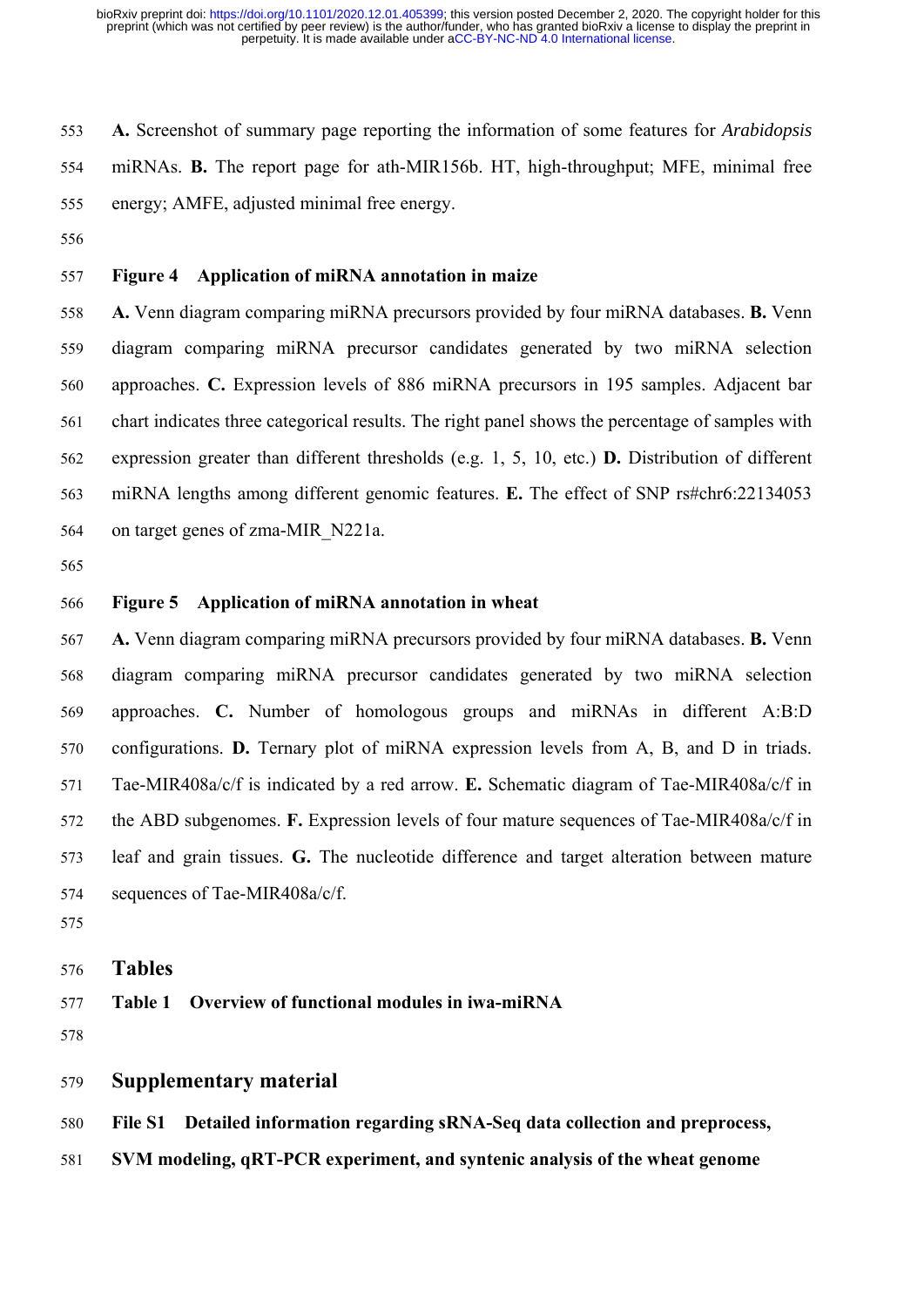**A.** Screenshot of summary page reporting the information of some features for *Arabidopsis* miRNAs. **B.** The report page for ath-MIR156b. HT, high-throughput; MFE, minimal free energy; AMFE, adjusted minimal free energy.

**Figure 4 Application of miRNA annotation in maize**

**A.** Venn diagram comparing miRNA precursors provided by four miRNA databases. **B.** Venn diagram comparing miRNA precursor candidates generated by two miRNA selection approaches. **C.** Expression levels of 886 miRNA precursors in 195 samples. Adjacent bar chart indicates three categorical results. The right panel shows the percentage of samples with expression greater than different thresholds (e.g. 1, 5, 10, etc.) **D.** Distribution of different miRNA lengths among different genomic features. **E.** The effect of SNP rs#chr6:22134053 on target genes of zma-MIR_N221a.

**Figure 5 Application of miRNA annotation in wheat**

**A.** Venn diagram comparing miRNA precursors provided by four miRNA databases. **B.** Venn diagram comparing miRNA precursor candidates generated by two miRNA selection approaches. **C.** Number of homologous groups and miRNAs in different A:B:D configurations. **D.** Ternary plot of miRNA expression levels from A, B, and D in triads. Tae-MIR408a/c/f is indicated by a red arrow. **E.** Schematic diagram of Tae-MIR408a/c/f in the ABD subgenomes. **F.** Expression levels of four mature sequences of Tae-MIR408a/c/f in leaf and grain tissues. **G.** The nucleotide difference and target alteration between mature sequences of Tae-MIR408a/c/f.

## Tables

**Table 1 Overview of functional modules in iwa-miRNA**

## Supplementary material

**File S1 Detailed information regarding sRNA-Seq data collection and preprocess, SVM modeling, qRT-PCR experiment, and syntenic analysis of the wheat genome**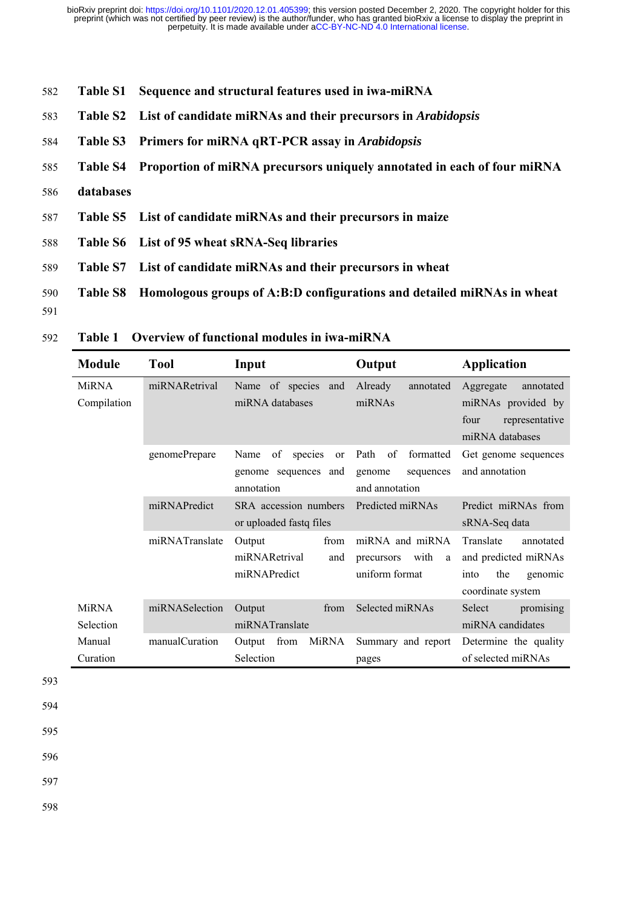**Table S1** **Sequence and structural features used in iwa-miRNA**

**Table S2** **List of candidate miRNAs and their precursors in *Arabidopsis***

**Table S3** **Primers for miRNA qRT-PCR assay in *Arabidopsis***

**Table S4** **Proportion of miRNA precursors uniquely annotated in each of four miRNA databases**

**Table S5** **List of candidate miRNAs and their precursors in maize**

**Table S6** **List of 95 wheat sRNA-Seq libraries**

**Table S7** **List of candidate miRNAs and their precursors in wheat**

**Table S8** **Homologous groups of A:B:D configurations and detailed miRNAs in wheat**

**Table 1** **Overview of functional modules in iwa-miRNA**

| Module | Tool | Input | Output | Application |
|---|---|---|---|---|
| MiRNA Compilation | miRNARetrival | Name of species and miRNA databases | Already annotated miRNAs | Aggregate annotated miRNAs provided by four representative miRNA databases |
| | genomePrepare | Name of species or genome sequences and annotation | Path of formatted genome sequences and annotation | Get genome sequences and annotation |
| | miRNAPredict | SRA accession numbers or uploaded fastq files | Predicted miRNAs | Predict miRNAs from sRNA-Seq data |
| | miRNATranslate | Output from miRNARetrival and miRNAPredict | miRNA and miRNA precursors with a uniform format | Translate annotated and predicted miRNAs into the genomic coordinate system |
| MiRNA Selection | miRNASelection | Output from miRNATranslate | Selected miRNAs | Select promising miRNA candidates |
| Manual Curation | manualCuration | Output from MiRNA Selection | Summary and report pages | Determine the quality of selected miRNAs |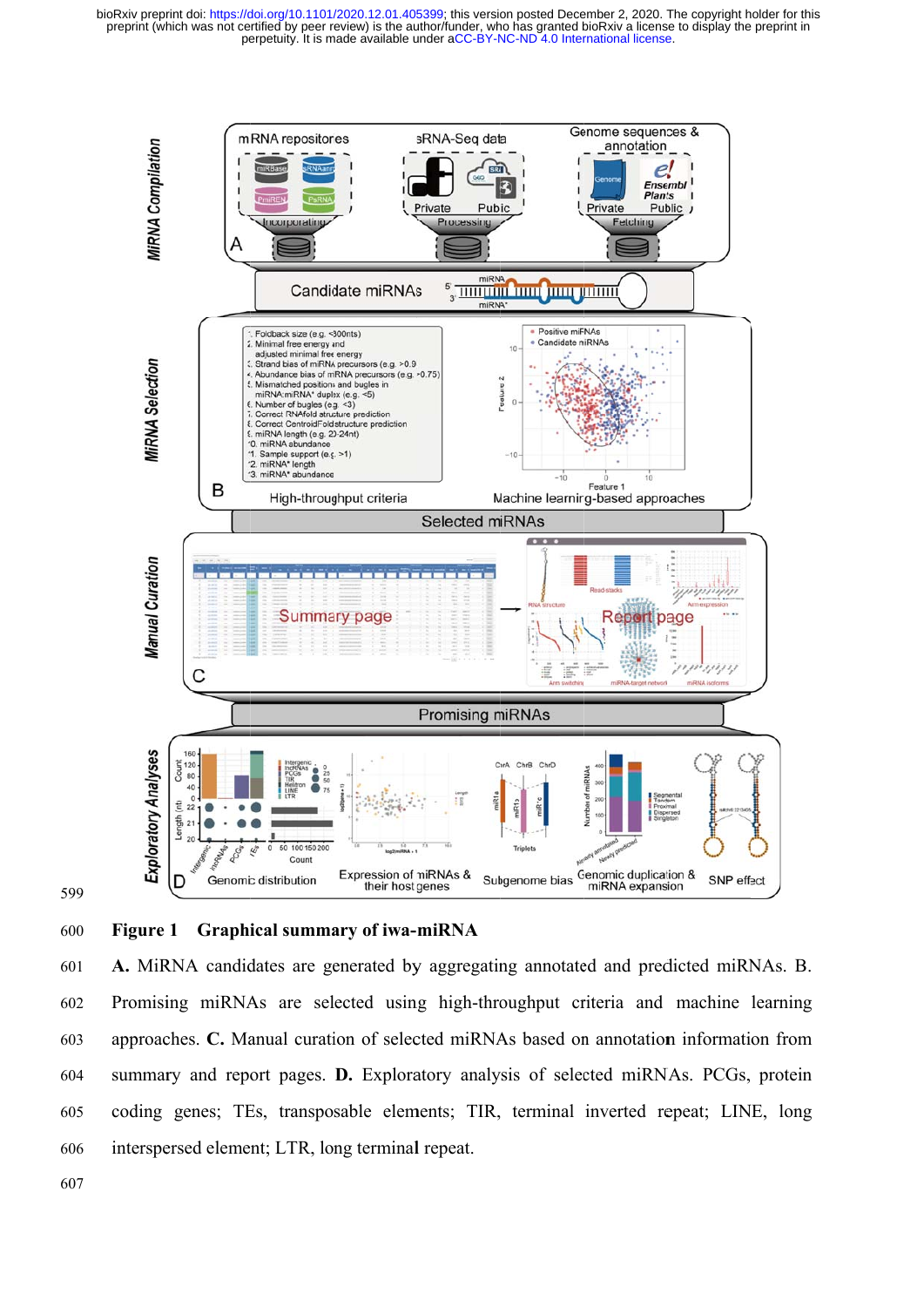**Figure 1 Graphical summary of iwa-miRNA**

**A.** MiRNA candidates are generated by aggregating annotated and predicted miRNAs. B. Promising miRNAs are selected using high-throughput criteria and machine learning approaches. **C.** Manual curation of selected miRNAs based on annotation information from summary and report pages. **D.** Exploratory analysis of selected miRNAs. PCGs, protein coding genes; TEs, transposable elements; TIR, terminal inverted repeat; LINE, long interspersed element; LTR, long terminal repeat.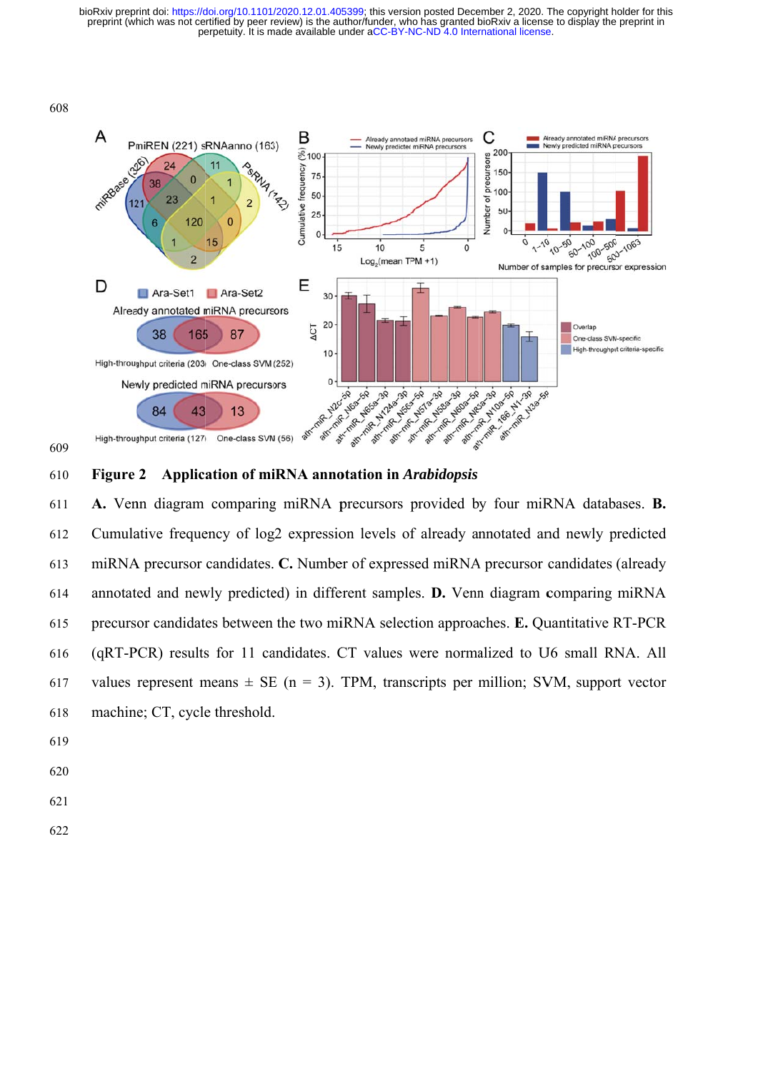**Figure 2 Application of miRNA annotation in *Arabidopsis***

**A.** Venn diagram comparing miRNA precursors provided by four miRNA databases. **B.** Cumulative frequency of log2 expression levels of already annotated and newly predicted miRNA precursor candidates. **C.** Number of expressed miRNA precursor candidates (already annotated and newly predicted) in different samples. **D.** Venn diagram comparing miRNA precursor candidates between the two miRNA selection approaches. **E.** Quantitative RT-PCR (qRT-PCR) results for 11 candidates. CT values were normalized to U6 small RNA. All values represent means ± SE (n = 3). TPM, transcripts per million; SVM, support vector machine; CT, cycle threshold.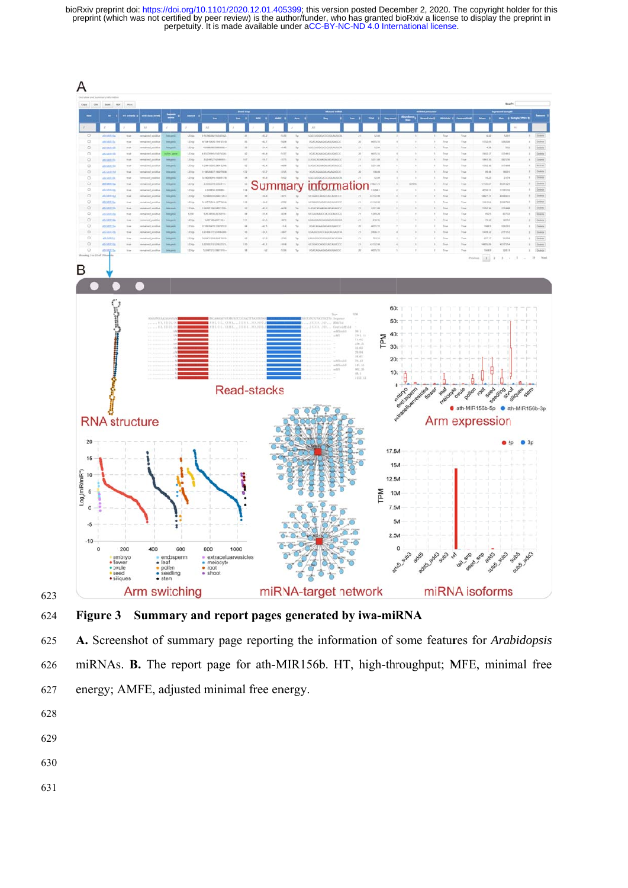**Figure 3 Summary and report pages generated by iwa-miRNA**

**A.** Screenshot of summary page reporting the information of some features for *Arabidopsis* miRNAs. **B.** The report page for ath-MIR156b. HT, high-throughput; MFE, minimal free energy; AMFE, adjusted minimal free energy.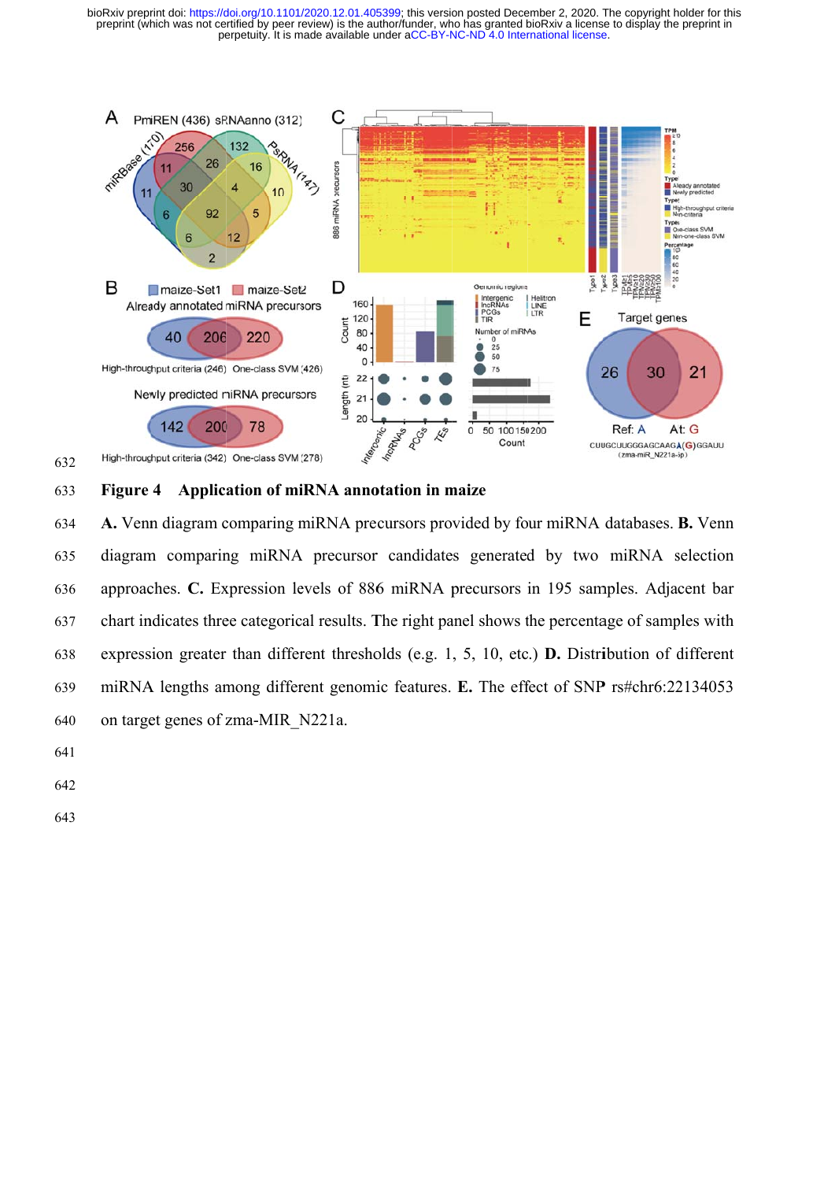**Figure 4 Application of miRNA annotation in maize**

**A.** Venn diagram comparing miRNA precursors provided by four miRNA databases. **B.** Venn diagram comparing miRNA precursor candidates generated by two miRNA selection approaches. **C.** Expression levels of 886 miRNA precursors in 195 samples. Adjacent bar chart indicates three categorical results. The right panel shows the percentage of samples with expression greater than different thresholds (e.g. 1, 5, 10, etc.) **D.** Distribution of different miRNA lengths among different genomic features. **E.** The effect of SNP rs#chr6:22134053 on target genes of zma-MIR_N221a.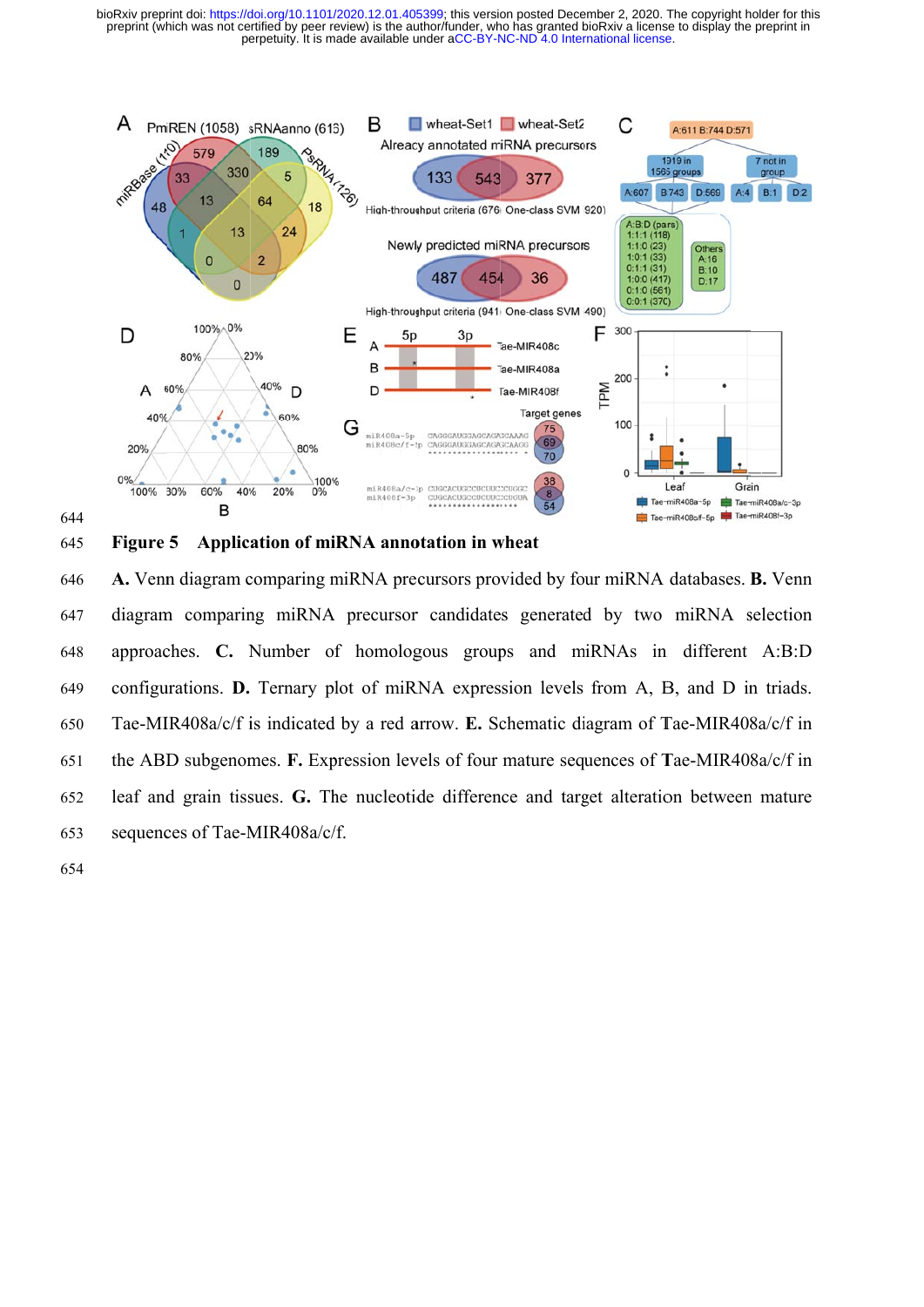A PmiREN (1058) sRNAanno (616) miRBase (110) PsRNA (126)
579 189 33 330 5 48 13 64 18 1 13 24 0 2 0

B wheat-Set1 wheat-Set2
Already annotated miRNA precursors
133 543 377
High-throughput criteria (676) One-class SVM (920)
Newly predicted miRNA precursors
487 454 36
High-throughput criteria (941) One-class SVM (490)

C A:611 B:744 D:571
1919 in 1565 groups
7 not in group
A:607 B:743 D:569 A:4 B:1 D:2
A:B:D (pairs)
1:1:1 (118)
1:1:0 (23)
1:0:1 (33)
0:1:1 (31)
1:0:0 (417)
0:1:0 (561)
0:0:1 (370)
Others
A:16
B:10
D:17

D 100% 0% 80% 20% A 60% 40% D 40% 60% 20% 80% 0% 100% 100% 80% 60% 40% 20% 0% B

E 5p 3p A Tae-MIR408c B Tae-MIR408a D Tae-MIR408f

F 300 200 100 0 TPM Leaf Grain
Tae-miR408a-5p Tae-miR408a/c-3p Tae-miR408c/f-5p Tae-miR408f-3p

G Target genes
miR408a-5p CAGGGAUGGAGCAGAGCAAAG
miR408c/f-5p CAGGGAUGGAGCAGAGCAAGG
75 69 70
miR408a/c-3p CUGCACUGCCUCUUCCCUGGC
miR408f-3p CUGCACUGCCUCUUCCCUGUA
38 8 54

**Figure 5 Application of miRNA annotation in wheat**

**A.** Venn diagram comparing miRNA precursors provided by four miRNA databases. **B.** Venn diagram comparing miRNA precursor candidates generated by two miRNA selection approaches. **C.** Number of homologous groups and miRNAs in different A:B:D configurations. **D.** Ternary plot of miRNA expression levels from A, B, and D in triads. Tae-MIR408a/c/f is indicated by a red arrow. **E.** Schematic diagram of Tae-MIR408a/c/f in the ABD subgenomes. **F.** Expression levels of four mature sequences of Tae-MIR408a/c/f in leaf and grain tissues. **G.** The nucleotide difference and target alteration between mature sequences of Tae-MIR408a/c/f.